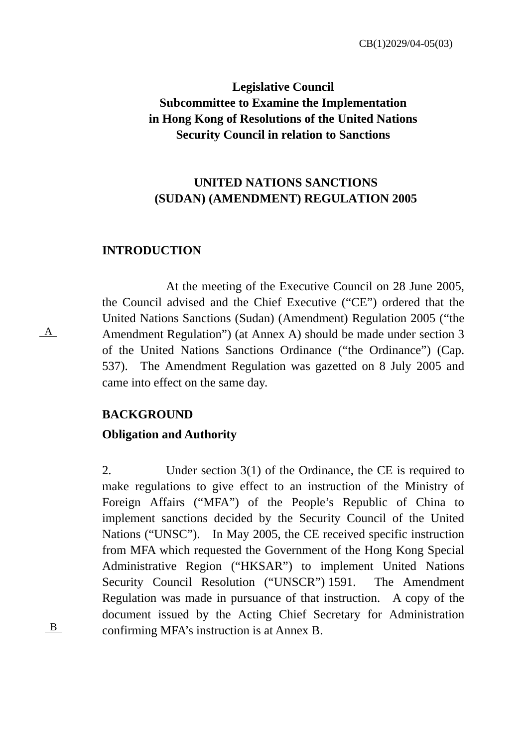CB(1)2029/04-05(03)

**Legislative Council**
**Subcommittee to Examine the Implementation**
**in Hong Kong of Resolutions of the United Nations**
**Security Council in relation to Sanctions**

**UNITED NATIONS SANCTIONS**
**(SUDAN) (AMENDMENT) REGULATION 2005**

## INTRODUCTION

At the meeting of the Executive Council on 28 June 2005, the Council advised and the Chief Executive ("CE") ordered that the United Nations Sanctions (Sudan) (Amendment) Regulation 2005 ("the Amendment Regulation") (at Annex A) should be made under section 3 of the United Nations Sanctions Ordinance ("the Ordinance") (Cap. 537). The Amendment Regulation was gazetted on 8 July 2005 and came into effect on the same day.

A

## BACKGROUND

### Obligation and Authority

2. Under section 3(1) of the Ordinance, the CE is required to make regulations to give effect to an instruction of the Ministry of Foreign Affairs ("MFA") of the People's Republic of China to implement sanctions decided by the Security Council of the United Nations ("UNSC"). In May 2005, the CE received specific instruction from MFA which requested the Government of the Hong Kong Special Administrative Region ("HKSAR") to implement United Nations Security Council Resolution ("UNSCR") 1591. The Amendment Regulation was made in pursuance of that instruction. A copy of the document issued by the Acting Chief Secretary for Administration confirming MFA's instruction is at Annex B.

B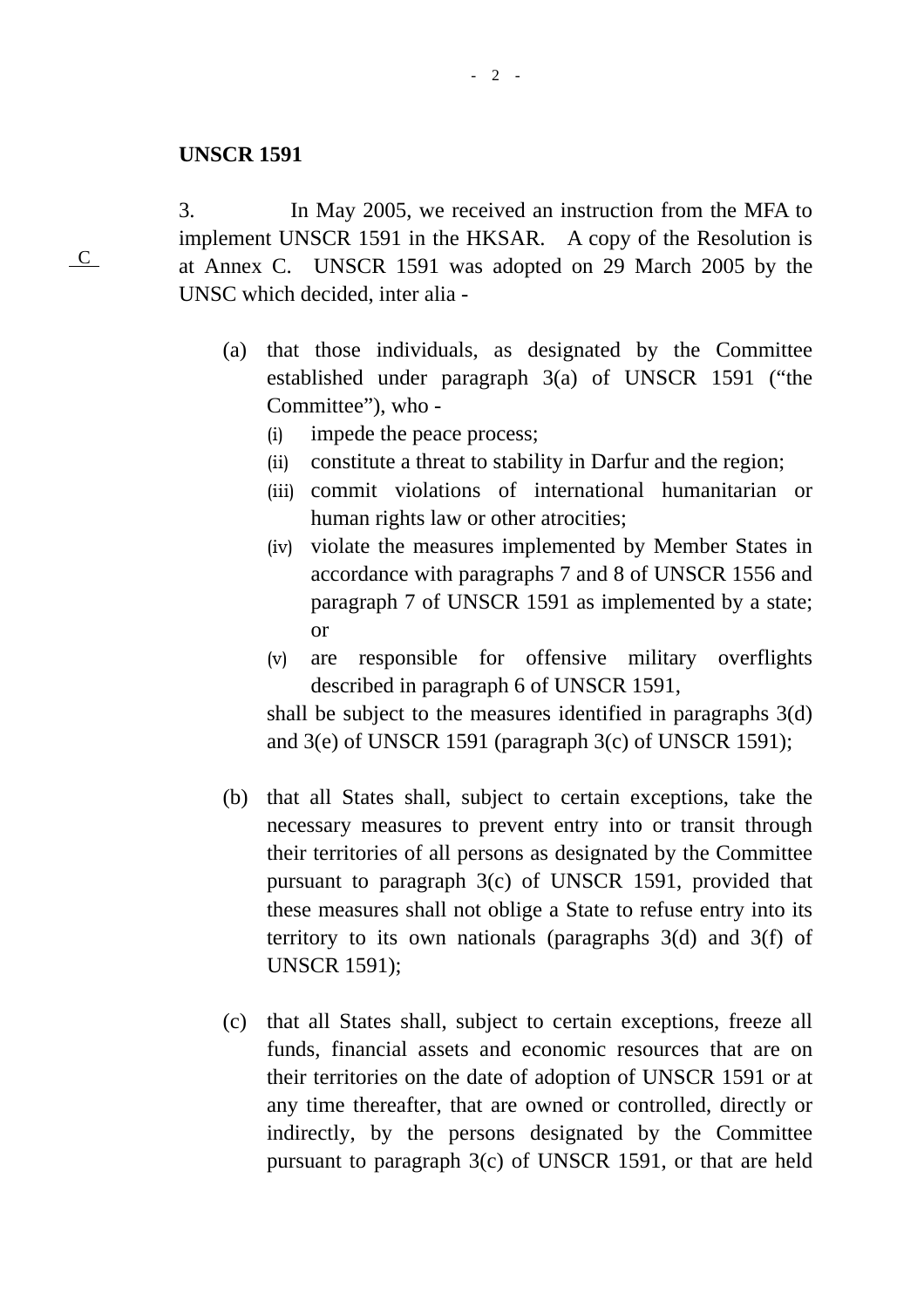**UNSCR 1591**

3. In May 2005, we received an instruction from the MFA to implement UNSCR 1591 in the HKSAR. A copy of the Resolution is at Annex C. UNSCR 1591 was adopted on 29 March 2005 by the UNSC which decided, inter alia -

C

(a) that those individuals, as designated by the Committee established under paragraph 3(a) of UNSCR 1591 ("the Committee"), who -
   (i) impede the peace process;
   (ii) constitute a threat to stability in Darfur and the region;
   (iii) commit violations of international humanitarian or human rights law or other atrocities;
   (iv) violate the measures implemented by Member States in accordance with paragraphs 7 and 8 of UNSCR 1556 and paragraph 7 of UNSCR 1591 as implemented by a state; or
   (v) are responsible for offensive military overflights described in paragraph 6 of UNSCR 1591,

   shall be subject to the measures identified in paragraphs 3(d) and 3(e) of UNSCR 1591 (paragraph 3(c) of UNSCR 1591);

(b) that all States shall, subject to certain exceptions, take the necessary measures to prevent entry into or transit through their territories of all persons as designated by the Committee pursuant to paragraph 3(c) of UNSCR 1591, provided that these measures shall not oblige a State to refuse entry into its territory to its own nationals (paragraphs 3(d) and 3(f) of UNSCR 1591);

(c) that all States shall, subject to certain exceptions, freeze all funds, financial assets and economic resources that are on their territories on the date of adoption of UNSCR 1591 or at any time thereafter, that are owned or controlled, directly or indirectly, by the persons designated by the Committee pursuant to paragraph 3(c) of UNSCR 1591, or that are held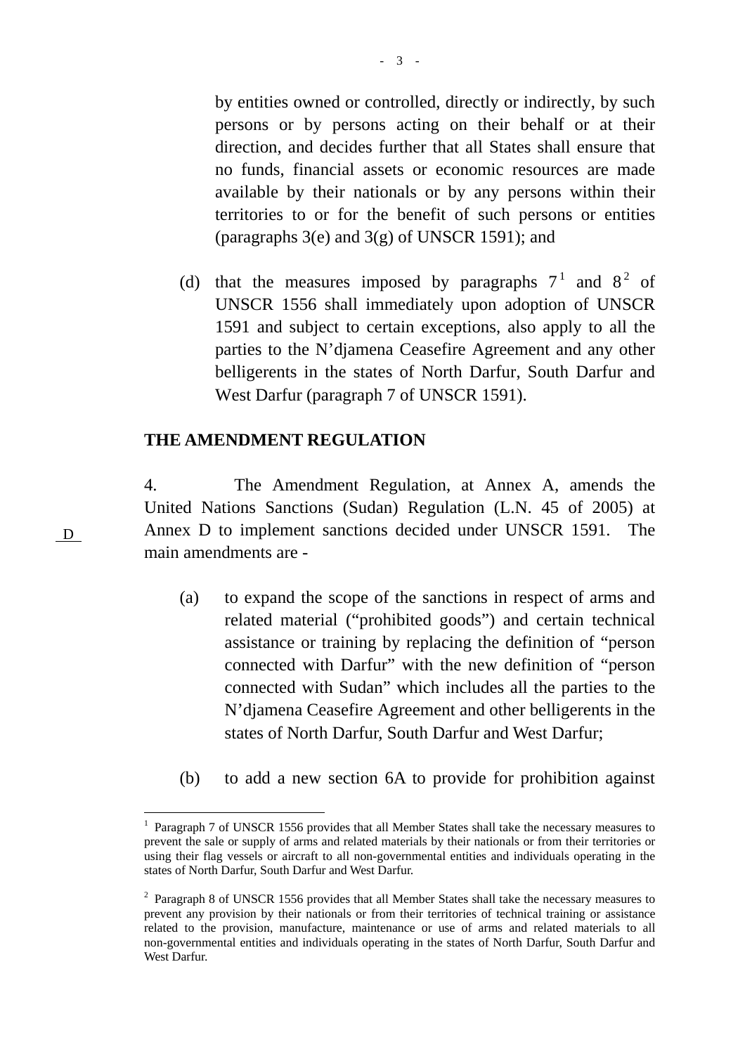by entities owned or controlled, directly or indirectly, by such persons or by persons acting on their behalf or at their direction, and decides further that all States shall ensure that no funds, financial assets or economic resources are made available by their nationals or by any persons within their territories to or for the benefit of such persons or entities (paragraphs 3(e) and 3(g) of UNSCR 1591); and

(d) that the measures imposed by paragraphs 7[1] and 8[2] of UNSCR 1556 shall immediately upon adoption of UNSCR 1591 and subject to certain exceptions, also apply to all the parties to the N'djamena Ceasefire Agreement and any other belligerents in the states of North Darfur, South Darfur and West Darfur (paragraph 7 of UNSCR 1591).

**THE AMENDMENT REGULATION**

4. The Amendment Regulation, at Annex A, amends the United Nations Sanctions (Sudan) Regulation (L.N. 45 of 2005) at Annex D to implement sanctions decided under UNSCR 1591. The main amendments are -

D

(a) to expand the scope of the sanctions in respect of arms and related material ("prohibited goods") and certain technical assistance or training by replacing the definition of "person connected with Darfur" with the new definition of "person connected with Sudan" which includes all the parties to the N'djamena Ceasefire Agreement and other belligerents in the states of North Darfur, South Darfur and West Darfur;

(b) to add a new section 6A to provide for prohibition against

---

[1] Paragraph 7 of UNSCR 1556 provides that all Member States shall take the necessary measures to prevent the sale or supply of arms and related materials by their nationals or from their territories or using their flag vessels or aircraft to all non-governmental entities and individuals operating in the states of North Darfur, South Darfur and West Darfur.

[2] Paragraph 8 of UNSCR 1556 provides that all Member States shall take the necessary measures to prevent any provision by their nationals or from their territories of technical training or assistance related to the provision, manufacture, maintenance or use of arms and related materials to all non-governmental entities and individuals operating in the states of North Darfur, South Darfur and West Darfur.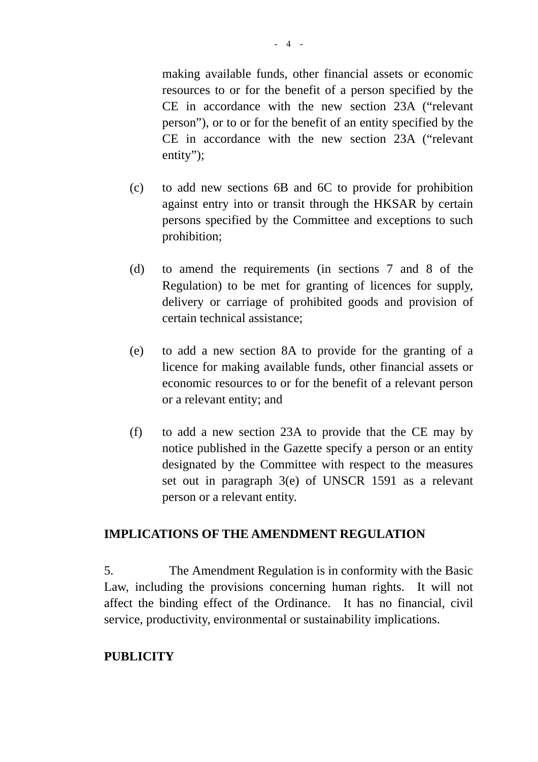making available funds, other financial assets or economic resources to or for the benefit of a person specified by the CE in accordance with the new section 23A (“relevant person”), or to or for the benefit of an entity specified by the CE in accordance with the new section 23A (“relevant entity”);

(c) to add new sections 6B and 6C to provide for prohibition against entry into or transit through the HKSAR by certain persons specified by the Committee and exceptions to such prohibition;

(d) to amend the requirements (in sections 7 and 8 of the Regulation) to be met for granting of licences for supply, delivery or carriage of prohibited goods and provision of certain technical assistance;

(e) to add a new section 8A to provide for the granting of a licence for making available funds, other financial assets or economic resources to or for the benefit of a relevant person or a relevant entity; and

(f) to add a new section 23A to provide that the CE may by notice published in the Gazette specify a person or an entity designated by the Committee with respect to the measures set out in paragraph 3(e) of UNSCR 1591 as a relevant person or a relevant entity.

**IMPLICATIONS OF THE AMENDMENT REGULATION**

5. The Amendment Regulation is in conformity with the Basic Law, including the provisions concerning human rights. It will not affect the binding effect of the Ordinance. It has no financial, civil service, productivity, environmental or sustainability implications.

**PUBLICITY**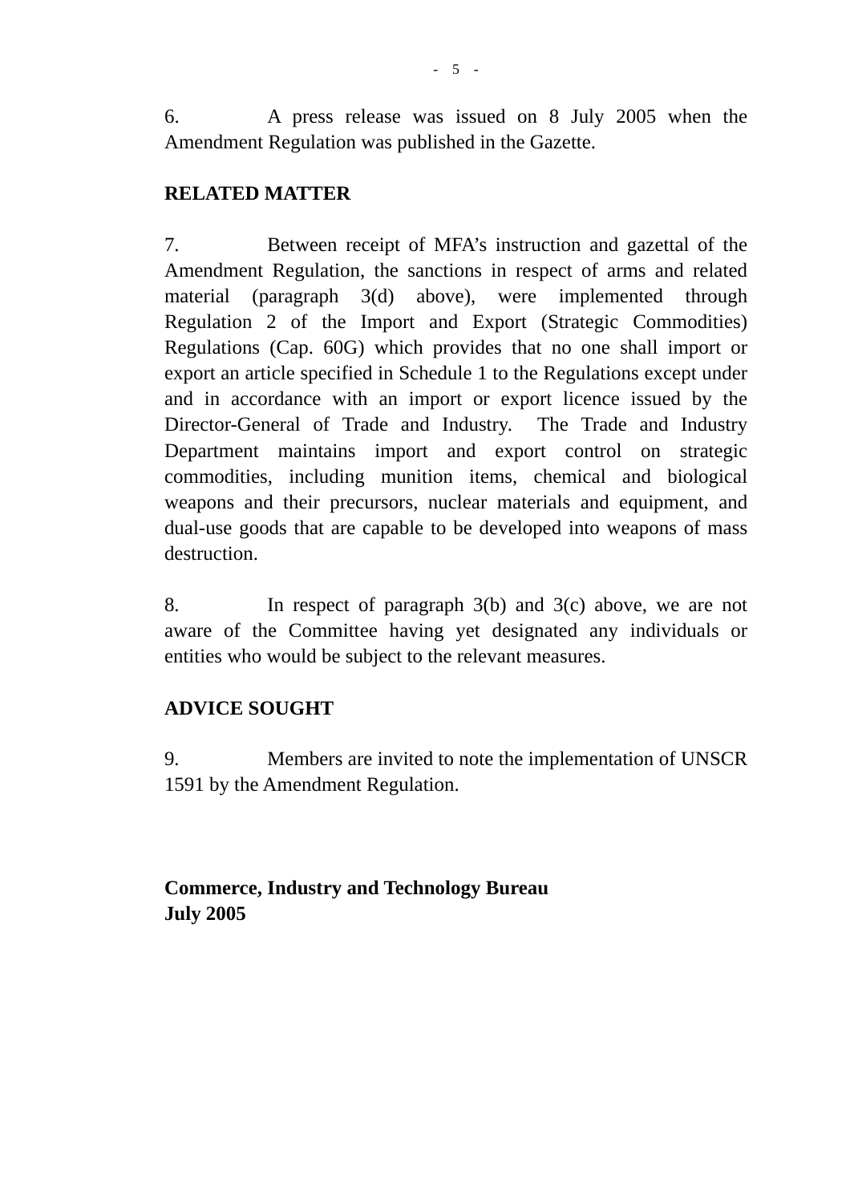6. A press release was issued on 8 July 2005 when the Amendment Regulation was published in the Gazette.

**RELATED MATTER**

7. Between receipt of MFA's instruction and gazettal of the Amendment Regulation, the sanctions in respect of arms and related material (paragraph 3(d) above), were implemented through Regulation 2 of the Import and Export (Strategic Commodities) Regulations (Cap. 60G) which provides that no one shall import or export an article specified in Schedule 1 to the Regulations except under and in accordance with an import or export licence issued by the Director-General of Trade and Industry. The Trade and Industry Department maintains import and export control on strategic commodities, including munition items, chemical and biological weapons and their precursors, nuclear materials and equipment, and dual-use goods that are capable to be developed into weapons of mass destruction.

8. In respect of paragraph 3(b) and 3(c) above, we are not aware of the Committee having yet designated any individuals or entities who would be subject to the relevant measures.

**ADVICE SOUGHT**

9. Members are invited to note the implementation of UNSCR 1591 by the Amendment Regulation.

**Commerce, Industry and Technology Bureau**
**July 2005**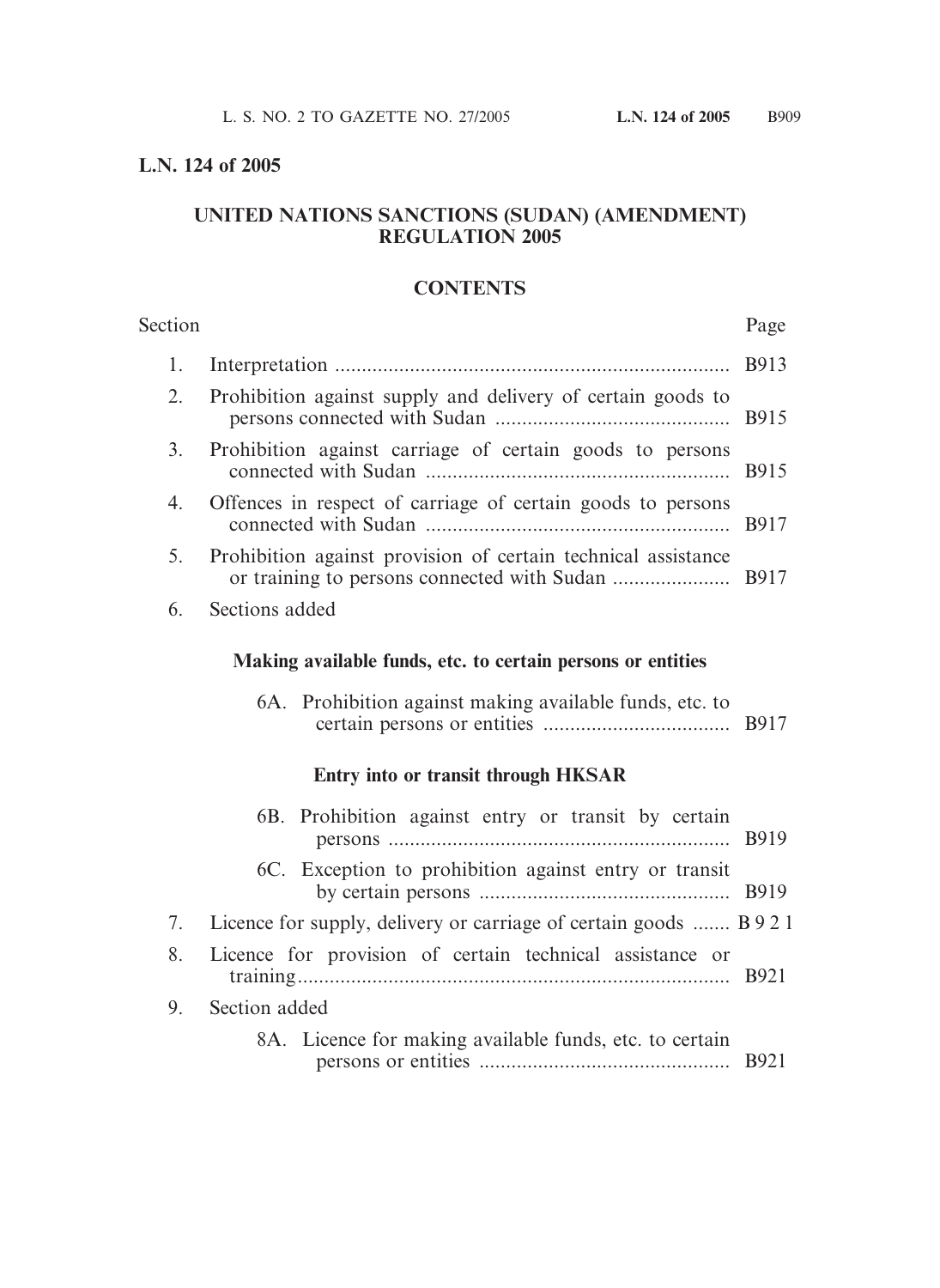**L.N. 124 of 2005**

## UNITED NATIONS SANCTIONS (SUDAN) (AMENDMENT) REGULATION 2005

### CONTENTS

| Section | | Page |
|---|---|---|
| 1. | Interpretation | B913 |
| 2. | Prohibition against supply and delivery of certain goods to persons connected with Sudan | B915 |
| 3. | Prohibition against carriage of certain goods to persons connected with Sudan | B915 |
| 4. | Offences in respect of carriage of certain goods to persons connected with Sudan | B917 |
| 5. | Prohibition against provision of certain technical assistance or training to persons connected with Sudan | B917 |
| 6. | Sections added | |
| | **Making available funds, etc. to certain persons or entities** | |
| | 6A. Prohibition against making available funds, etc. to certain persons or entities | B917 |
| | **Entry into or transit through HKSAR** | |
| | 6B. Prohibition against entry or transit by certain persons | B919 |
| | 6C. Exception to prohibition against entry or transit by certain persons | B919 |
| 7. | Licence for supply, delivery or carriage of certain goods | B921 |
| 8. | Licence for provision of certain technical assistance or training | B921 |
| 9. | Section added | |
| | 8A. Licence for making available funds, etc. to certain persons or entities | B921 |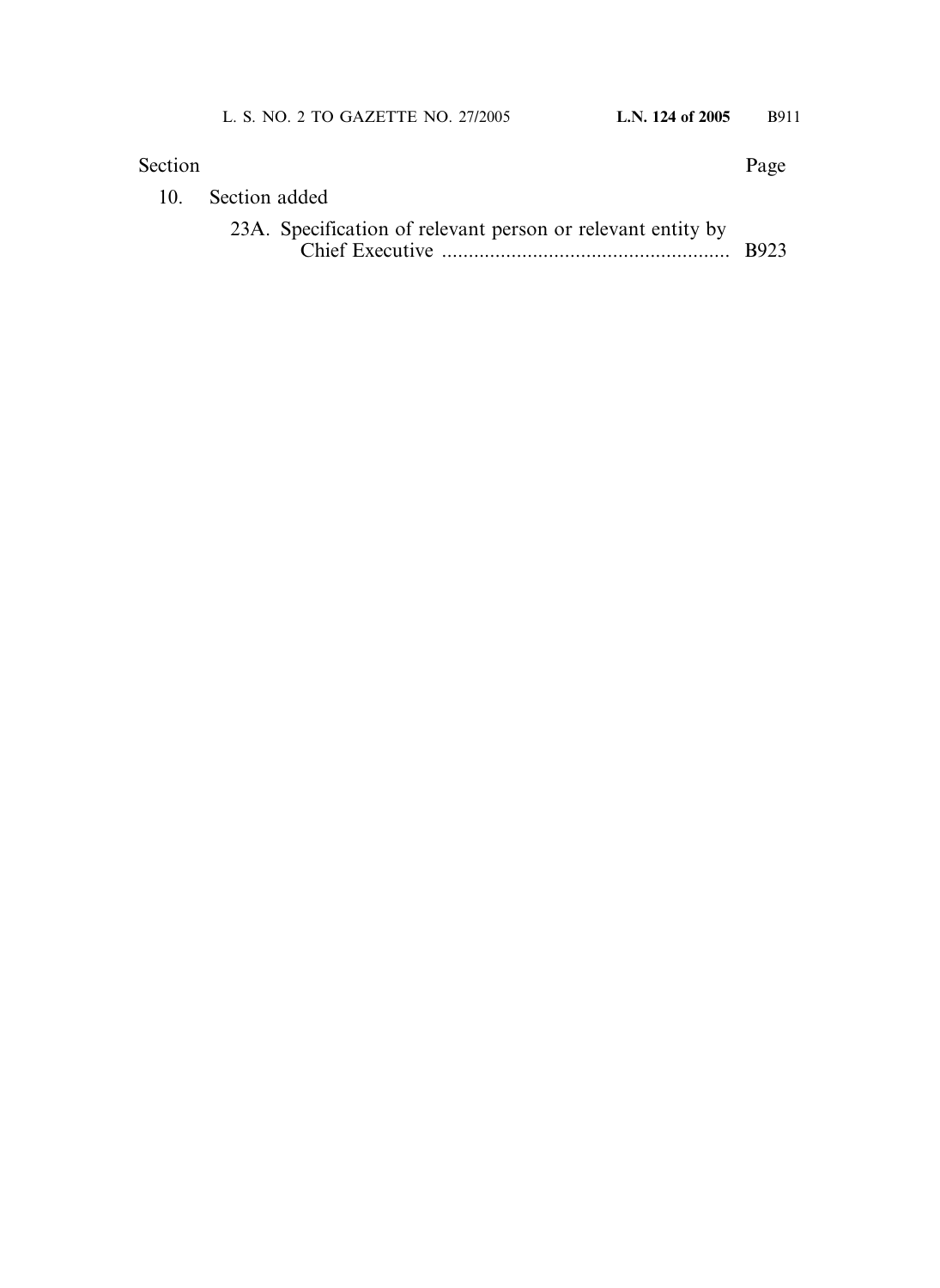| Section | | Page |
|---|---|---|
| 10. | Section added | |
| | 23A. Specification of relevant person or relevant entity by Chief Executive | B923 |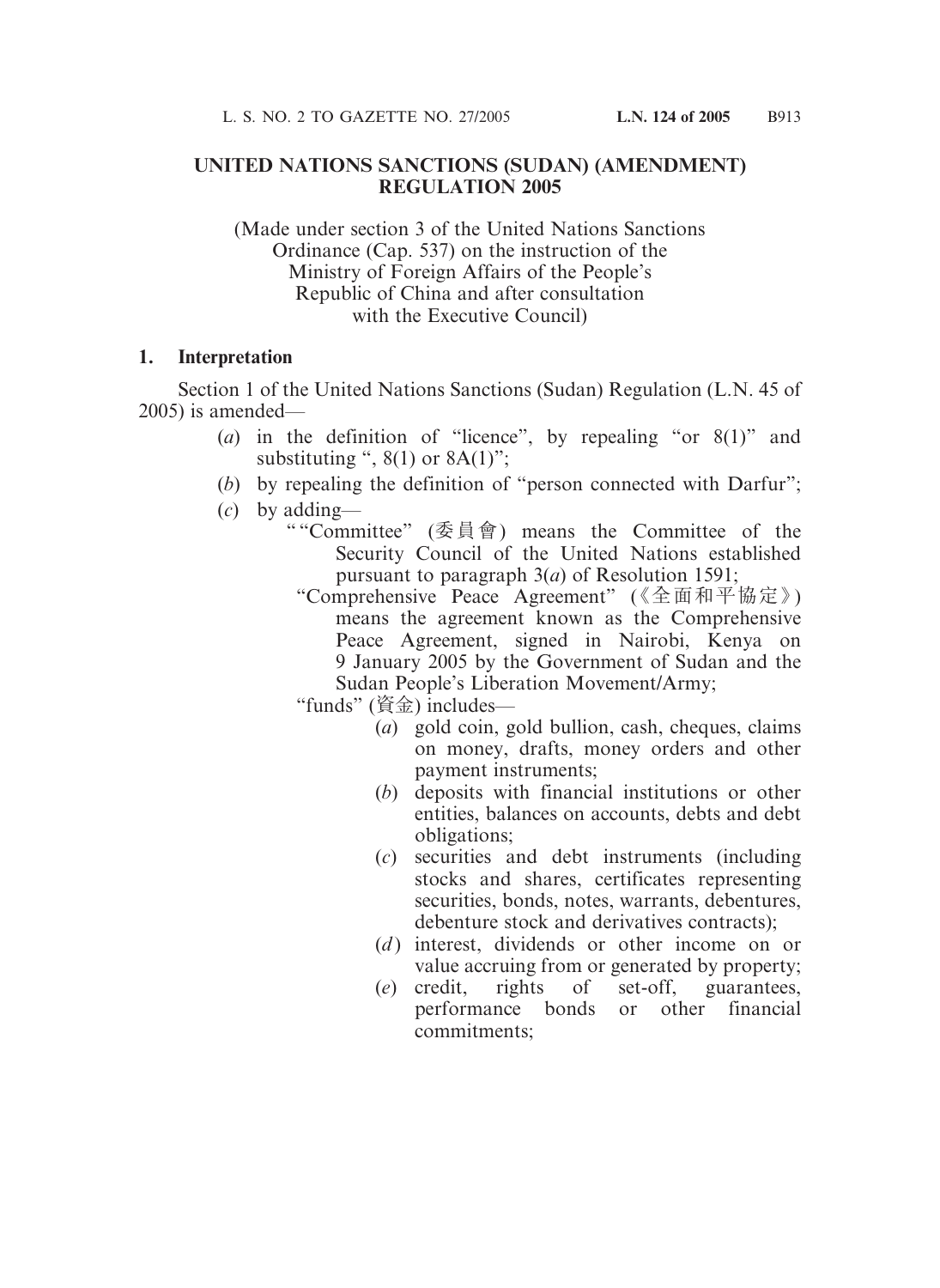## UNITED NATIONS SANCTIONS (SUDAN) (AMENDMENT) REGULATION 2005

(Made under section 3 of the United Nations Sanctions Ordinance (Cap. 537) on the instruction of the Ministry of Foreign Affairs of the People's Republic of China and after consultation with the Executive Council)

### 1. Interpretation

Section 1 of the United Nations Sanctions (Sudan) Regulation (L.N. 45 of 2005) is amended—

(*a*) in the definition of "licence", by repealing "or 8(1)" and substituting ", 8(1) or 8A(1)";

(*b*) by repealing the definition of "person connected with Darfur";

(*c*) by adding—

""Committee" (委員會) means the Committee of the Security Council of the United Nations established pursuant to paragraph 3(*a*) of Resolution 1591;

"Comprehensive Peace Agreement" (《全面和平協定》) means the agreement known as the Comprehensive Peace Agreement, signed in Nairobi, Kenya on 9 January 2005 by the Government of Sudan and the Sudan People's Liberation Movement/Army;

"funds" (資金) includes—

(*a*) gold coin, gold bullion, cash, cheques, claims on money, drafts, money orders and other payment instruments;

(*b*) deposits with financial institutions or other entities, balances on accounts, debts and debt obligations;

(*c*) securities and debt instruments (including stocks and shares, certificates representing securities, bonds, notes, warrants, debentures, debenture stock and derivatives contracts);

(*d*) interest, dividends or other income on or value accruing from or generated by property;

(*e*) credit, rights of set-off, guarantees, performance bonds or other financial commitments;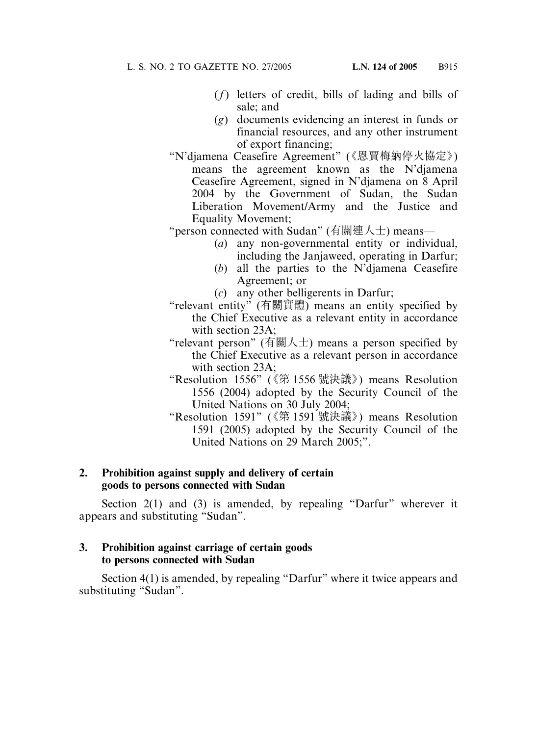(*f*) letters of credit, bills of lading and bills of sale; and

(*g*) documents evidencing an interest in funds or financial resources, and any other instrument of export financing;

"N'djamena Ceasefire Agreement" (《恩賈梅納停火協定》) means the agreement known as the N'djamena Ceasefire Agreement, signed in N'djamena on 8 April 2004 by the Government of Sudan, the Sudan Liberation Movement/Army and the Justice and Equality Movement;

"person connected with Sudan" (有關連人士) means—

(*a*) any non-governmental entity or individual, including the Janjaweed, operating in Darfur;

(*b*) all the parties to the N'djamena Ceasefire Agreement; or

(*c*) any other belligerents in Darfur;

"relevant entity" (有關實體) means an entity specified by the Chief Executive as a relevant entity in accordance with section 23A;

"relevant person" (有關人士) means a person specified by the Chief Executive as a relevant person in accordance with section 23A;

"Resolution 1556" (《第 1556 號決議》) means Resolution 1556 (2004) adopted by the Security Council of the United Nations on 30 July 2004;

"Resolution 1591" (《第 1591 號決議》) means Resolution 1591 (2005) adopted by the Security Council of the United Nations on 29 March 2005;".

**2. Prohibition against supply and delivery of certain goods to persons connected with Sudan**

Section 2(1) and (3) is amended, by repealing "Darfur" wherever it appears and substituting "Sudan".

**3. Prohibition against carriage of certain goods to persons connected with Sudan**

Section 4(1) is amended, by repealing "Darfur" where it twice appears and substituting "Sudan".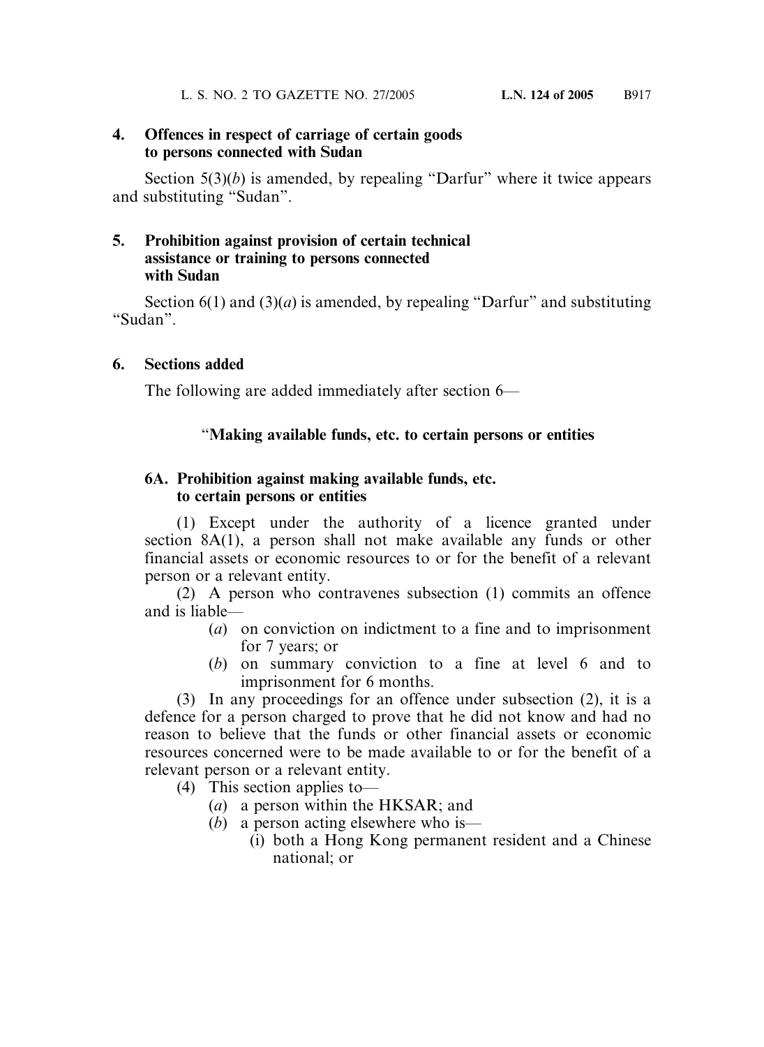**4. Offences in respect of carriage of certain goods to persons connected with Sudan**

Section 5(3)(*b*) is amended, by repealing "Darfur" where it twice appears and substituting "Sudan".

**5. Prohibition against provision of certain technical assistance or training to persons connected with Sudan**

Section 6(1) and (3)(*a*) is amended, by repealing "Darfur" and substituting "Sudan".

**6. Sections added**

The following are added immediately after section 6—

"**Making available funds, etc. to certain persons or entities**

**6A. Prohibition against making available funds, etc. to certain persons or entities**

(1) Except under the authority of a licence granted under section 8A(1), a person shall not make available any funds or other financial assets or economic resources to or for the benefit of a relevant person or a relevant entity.

(2) A person who contravenes subsection (1) commits an offence and is liable—

(*a*) on conviction on indictment to a fine and to imprisonment for 7 years; or

(*b*) on summary conviction to a fine at level 6 and to imprisonment for 6 months.

(3) In any proceedings for an offence under subsection (2), it is a defence for a person charged to prove that he did not know and had no reason to believe that the funds or other financial assets or economic resources concerned were to be made available to or for the benefit of a relevant person or a relevant entity.

(4) This section applies to—

(*a*) a person within the HKSAR; and

(*b*) a person acting elsewhere who is—

(i) both a Hong Kong permanent resident and a Chinese national; or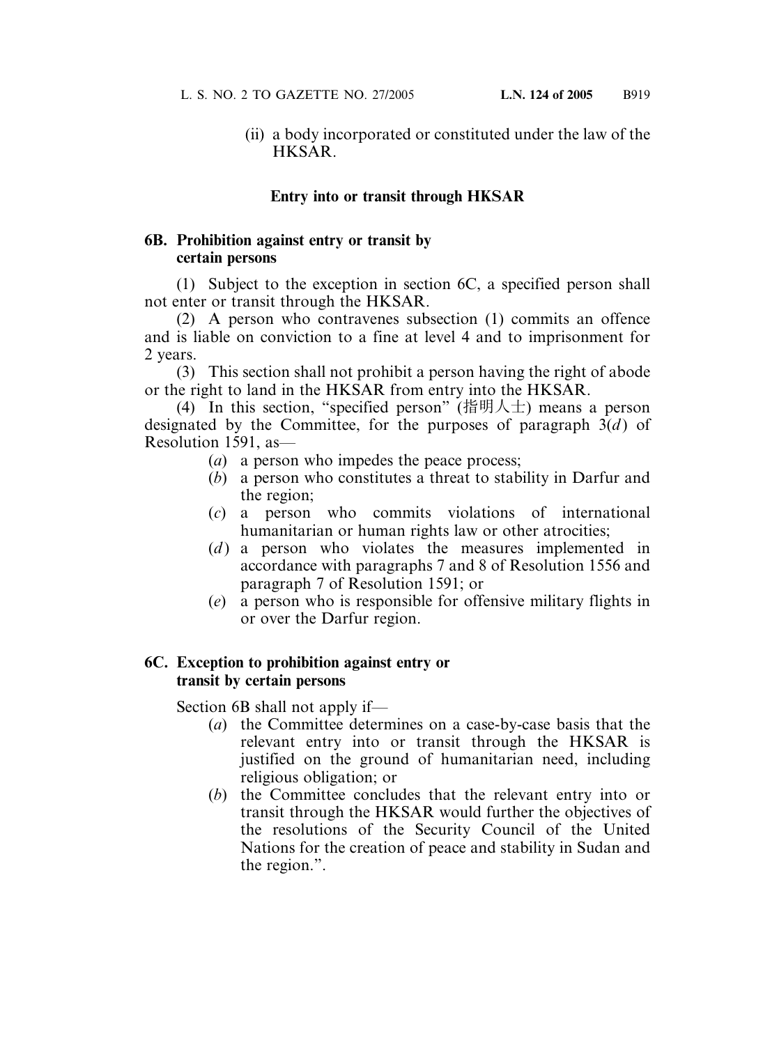(ii) a body incorporated or constituted under the law of the HKSAR.

**Entry into or transit through HKSAR**

**6B. Prohibition against entry or transit by certain persons**

(1) Subject to the exception in section 6C, a specified person shall not enter or transit through the HKSAR.

(2) A person who contravenes subsection (1) commits an offence and is liable on conviction to a fine at level 4 and to imprisonment for 2 years.

(3) This section shall not prohibit a person having the right of abode or the right to land in the HKSAR from entry into the HKSAR.

(4) In this section, "specified person" (指明人士) means a person designated by the Committee, for the purposes of paragraph 3(*d*) of Resolution 1591, as—

(*a*) a person who impedes the peace process;

(*b*) a person who constitutes a threat to stability in Darfur and the region;

(*c*) a person who commits violations of international humanitarian or human rights law or other atrocities;

(*d*) a person who violates the measures implemented in accordance with paragraphs 7 and 8 of Resolution 1556 and paragraph 7 of Resolution 1591; or

(*e*) a person who is responsible for offensive military flights in or over the Darfur region.

**6C. Exception to prohibition against entry or transit by certain persons**

Section 6B shall not apply if—

(*a*) the Committee determines on a case-by-case basis that the relevant entry into or transit through the HKSAR is justified on the ground of humanitarian need, including religious obligation; or

(*b*) the Committee concludes that the relevant entry into or transit through the HKSAR would further the objectives of the resolutions of the Security Council of the United Nations for the creation of peace and stability in Sudan and the region.".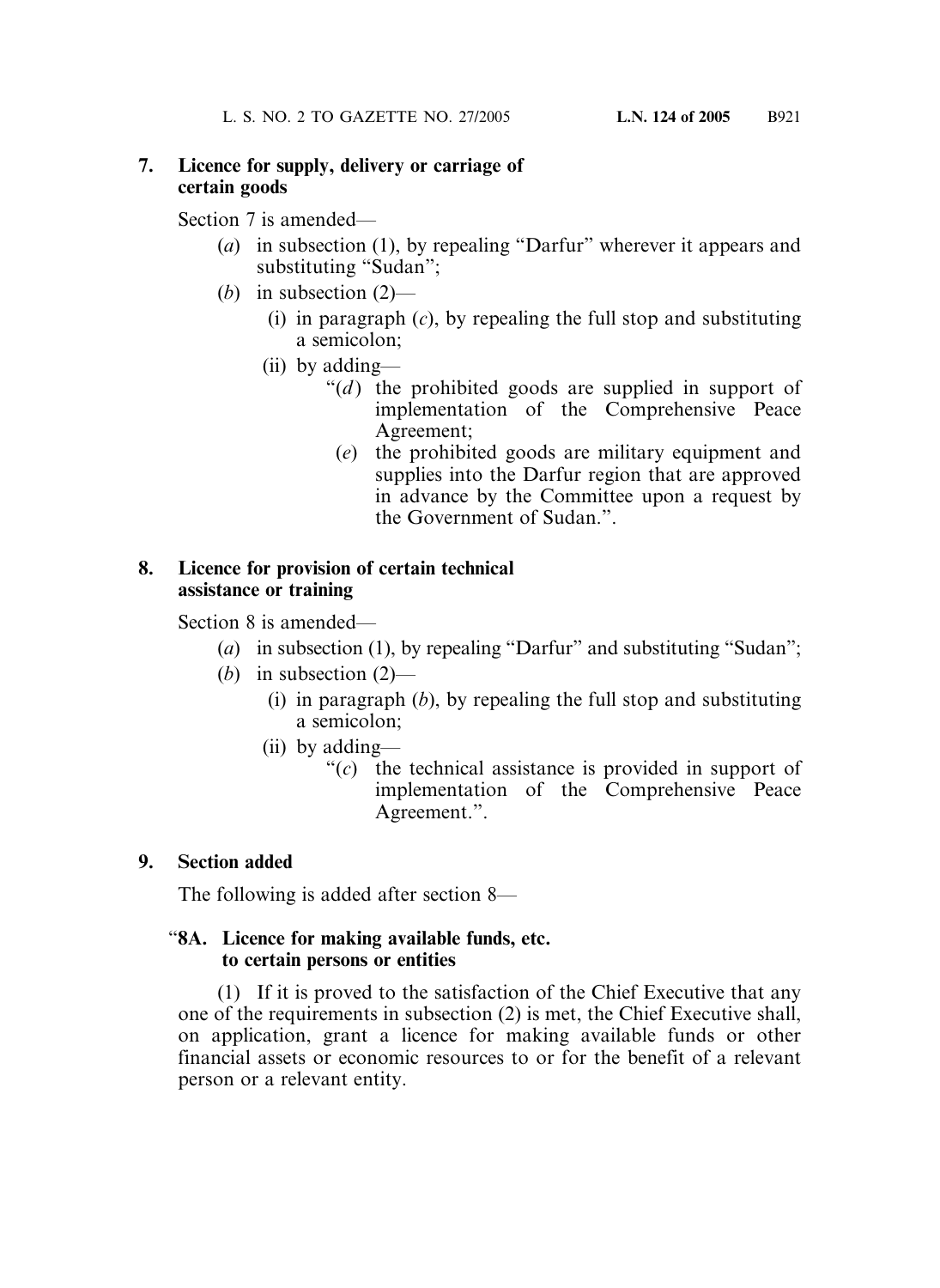**7. Licence for supply, delivery or carriage of certain goods**

Section 7 is amended—

(*a*) in subsection (1), by repealing "Darfur" wherever it appears and substituting "Sudan";

(*b*) in subsection (2)—

(i) in paragraph (*c*), by repealing the full stop and substituting a semicolon;

(ii) by adding—

"(*d*) the prohibited goods are supplied in support of implementation of the Comprehensive Peace Agreement;

(*e*) the prohibited goods are military equipment and supplies into the Darfur region that are approved in advance by the Committee upon a request by the Government of Sudan.".

**8. Licence for provision of certain technical assistance or training**

Section 8 is amended—

(*a*) in subsection (1), by repealing "Darfur" and substituting "Sudan";

(*b*) in subsection (2)—

(i) in paragraph (*b*), by repealing the full stop and substituting a semicolon;

(ii) by adding—

"(*c*) the technical assistance is provided in support of implementation of the Comprehensive Peace Agreement.".

**9. Section added**

The following is added after section 8—

"**8A. Licence for making available funds, etc. to certain persons or entities**

(1) If it is proved to the satisfaction of the Chief Executive that any one of the requirements in subsection (2) is met, the Chief Executive shall, on application, grant a licence for making available funds or other financial assets or economic resources to or for the benefit of a relevant person or a relevant entity.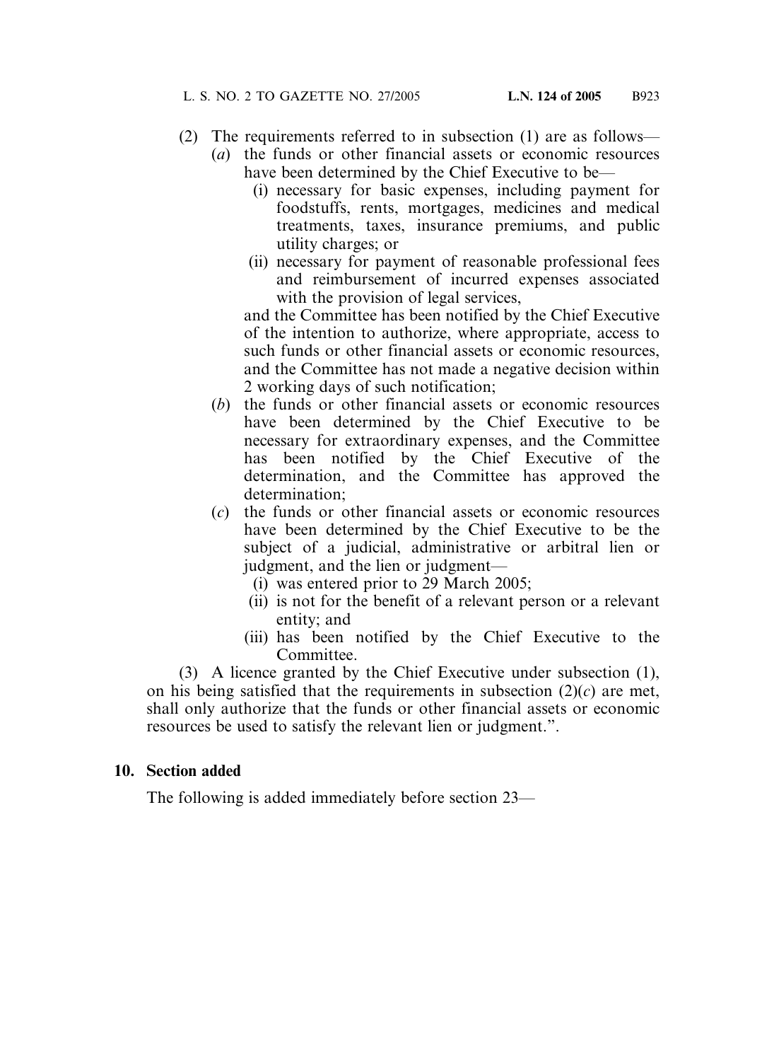(2) The requirements referred to in subsection (1) are as follows—

(*a*) the funds or other financial assets or economic resources have been determined by the Chief Executive to be—

(i) necessary for basic expenses, including payment for foodstuffs, rents, mortgages, medicines and medical treatments, taxes, insurance premiums, and public utility charges; or

(ii) necessary for payment of reasonable professional fees and reimbursement of incurred expenses associated with the provision of legal services,

and the Committee has been notified by the Chief Executive of the intention to authorize, where appropriate, access to such funds or other financial assets or economic resources, and the Committee has not made a negative decision within 2 working days of such notification;

(*b*) the funds or other financial assets or economic resources have been determined by the Chief Executive to be necessary for extraordinary expenses, and the Committee has been notified by the Chief Executive of the determination, and the Committee has approved the determination;

(*c*) the funds or other financial assets or economic resources have been determined by the Chief Executive to be the subject of a judicial, administrative or arbitral lien or judgment, and the lien or judgment—

(i) was entered prior to 29 March 2005;

(ii) is not for the benefit of a relevant person or a relevant entity; and

(iii) has been notified by the Chief Executive to the Committee.

(3) A licence granted by the Chief Executive under subsection (1), on his being satisfied that the requirements in subsection (2)(*c*) are met, shall only authorize that the funds or other financial assets or economic resources be used to satisfy the relevant lien or judgment.".

**10. Section added**

The following is added immediately before section 23—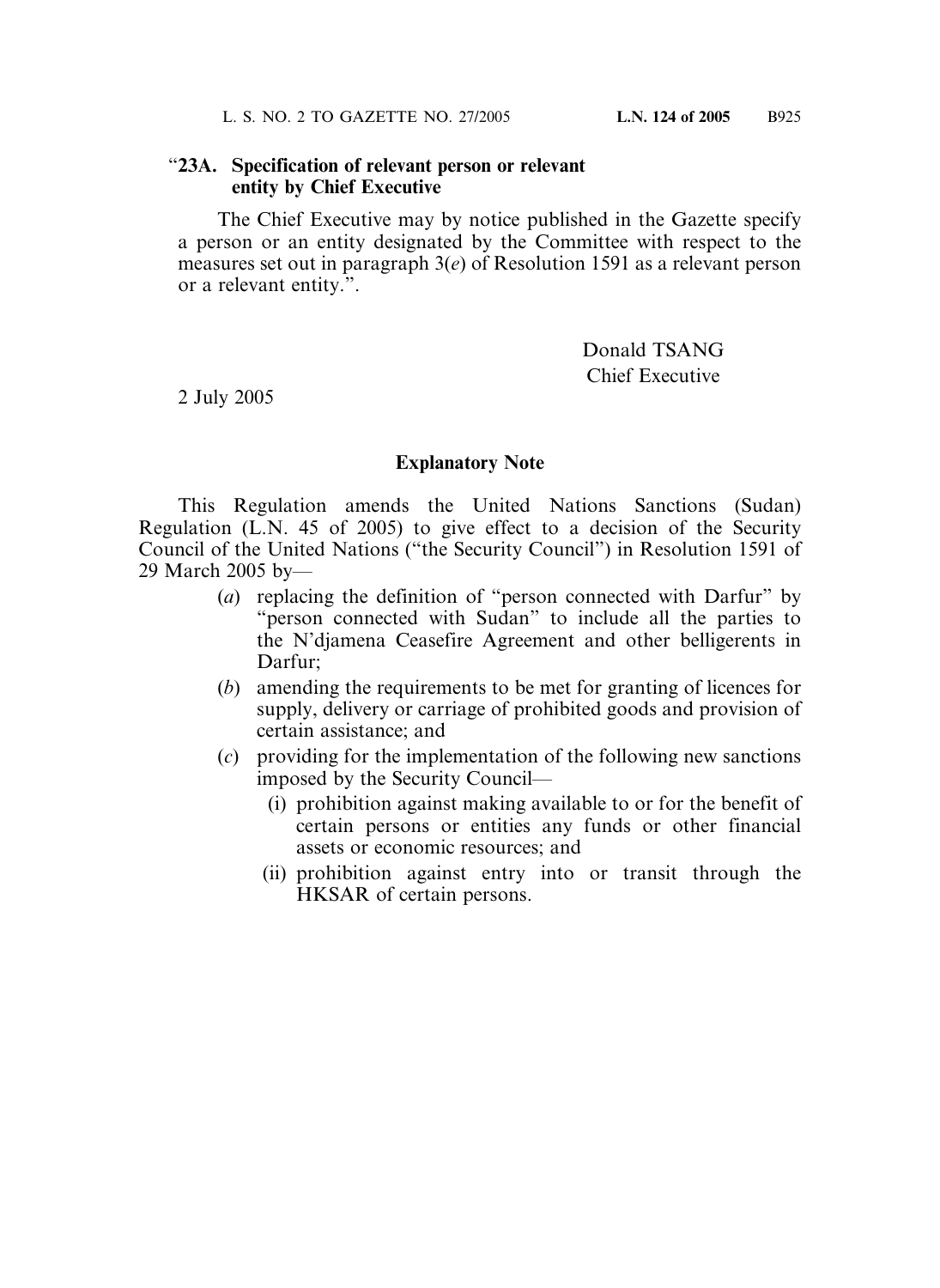"**23A. Specification of relevant person or relevant entity by Chief Executive**

The Chief Executive may by notice published in the Gazette specify a person or an entity designated by the Committee with respect to the measures set out in paragraph 3(*e*) of Resolution 1591 as a relevant person or a relevant entity.".

Donald TSANG
Chief Executive

2 July 2005

**Explanatory Note**

This Regulation amends the United Nations Sanctions (Sudan) Regulation (L.N. 45 of 2005) to give effect to a decision of the Security Council of the United Nations ("the Security Council") in Resolution 1591 of 29 March 2005 by—

(*a*) replacing the definition of "person connected with Darfur" by "person connected with Sudan" to include all the parties to the N'djamena Ceasefire Agreement and other belligerents in Darfur;

(*b*) amending the requirements to be met for granting of licences for supply, delivery or carriage of prohibited goods and provision of certain assistance; and

(*c*) providing for the implementation of the following new sanctions imposed by the Security Council—

(i) prohibition against making available to or for the benefit of certain persons or entities any funds or other financial assets or economic resources; and

(ii) prohibition against entry into or transit through the HKSAR of certain persons.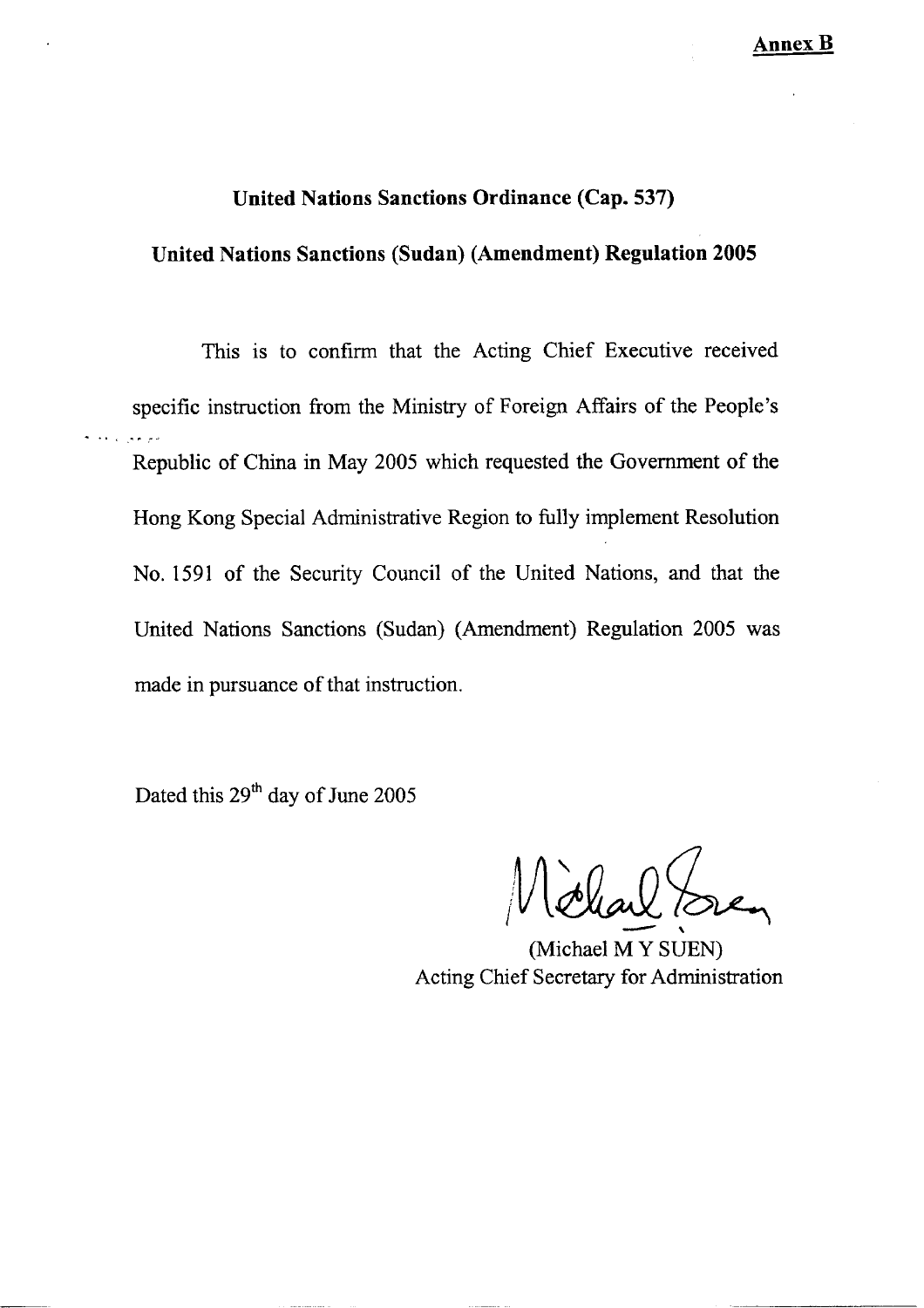**Annex B**

**United Nations Sanctions Ordinance (Cap. 537)**

**United Nations Sanctions (Sudan) (Amendment) Regulation 2005**

This is to confirm that the Acting Chief Executive received specific instruction from the Ministry of Foreign Affairs of the People's Republic of China in May 2005 which requested the Government of the Hong Kong Special Administrative Region to fully implement Resolution No. 1591 of the Security Council of the United Nations, and that the United Nations Sanctions (Sudan) (Amendment) Regulation 2005 was made in pursuance of that instruction.

Dated this 29th day of June 2005

(Michael M Y SUEN)
Acting Chief Secretary for Administration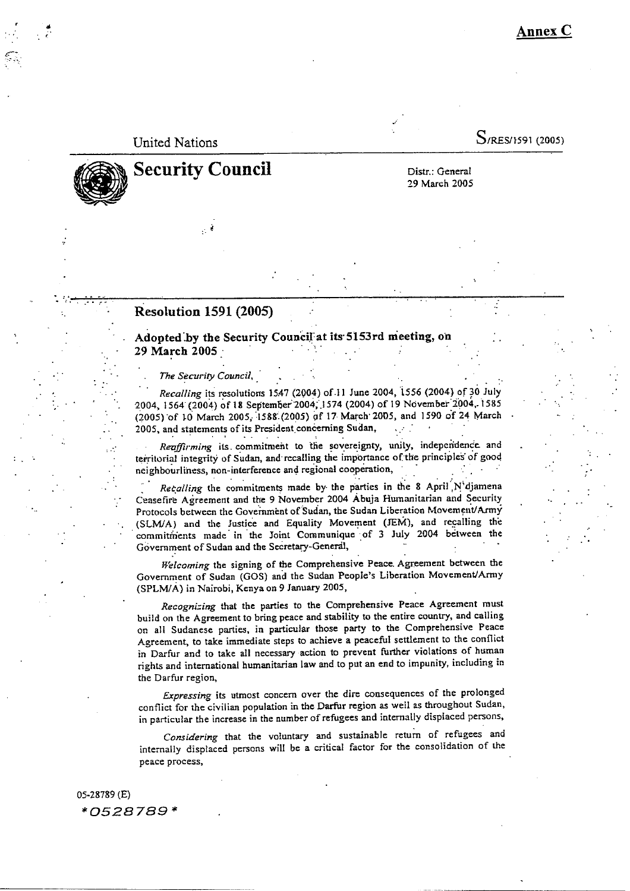**Annex C**

United Nations S/RES/1591 (2005)

# Security Council

Distr.: General
29 March 2005

## Resolution 1591 (2005)

### Adopted by the Security Council at its 5153rd meeting, on 29 March 2005

*The Security Council*,

*Recalling* its resolutions 1547 (2004) of 11 June 2004, 1556 (2004) of 30 July 2004, 1564 (2004) of 18 September 2004, 1574 (2004) of 19 November 2004, 1585 (2005) of 10 March 2005, 1588 (2005) of 17 March 2005, and 1590 of 24 March 2005, and statements of its President concerning Sudan,

*Reaffirming* its commitment to the sovereignty, unity, independence and territorial integrity of Sudan, and recalling the importance of the principles of good neighbourliness, non-interference and regional cooperation,

*Recalling* the commitments made by the parties in the 8 April N'djamena Ceasefire Agreement and the 9 November 2004 Abuja Humanitarian and Security Protocols between the Government of Sudan, the Sudan Liberation Movement/Army (SLM/A) and the Justice and Equality Movement (JEM), and recalling the commitments made in the Joint Communique of 3 July 2004 between the Government of Sudan and the Secretary-General,

*Welcoming* the signing of the Comprehensive Peace Agreement between the Government of Sudan (GOS) and the Sudan People's Liberation Movement/Army (SPLM/A) in Nairobi, Kenya on 9 January 2005,

*Recognizing* that the parties to the Comprehensive Peace Agreement must build on the Agreement to bring peace and stability to the entire country, and calling on all Sudanese parties, in particular those party to the Comprehensive Peace Agreement, to take immediate steps to achieve a peaceful settlement to the conflict in Darfur and to take all necessary action to prevent further violations of human rights and international humanitarian law and to put an end to impunity, including in the Darfur region,

*Expressing* its utmost concern over the dire consequences of the prolonged conflict for the civilian population in the Darfur region as well as throughout Sudan, in particular the increase in the number of refugees and internally displaced persons,

*Considering* that the voluntary and sustainable return of refugees and internally displaced persons will be a critical factor for the consolidation of the peace process,

05-28789 (E)
*0528789*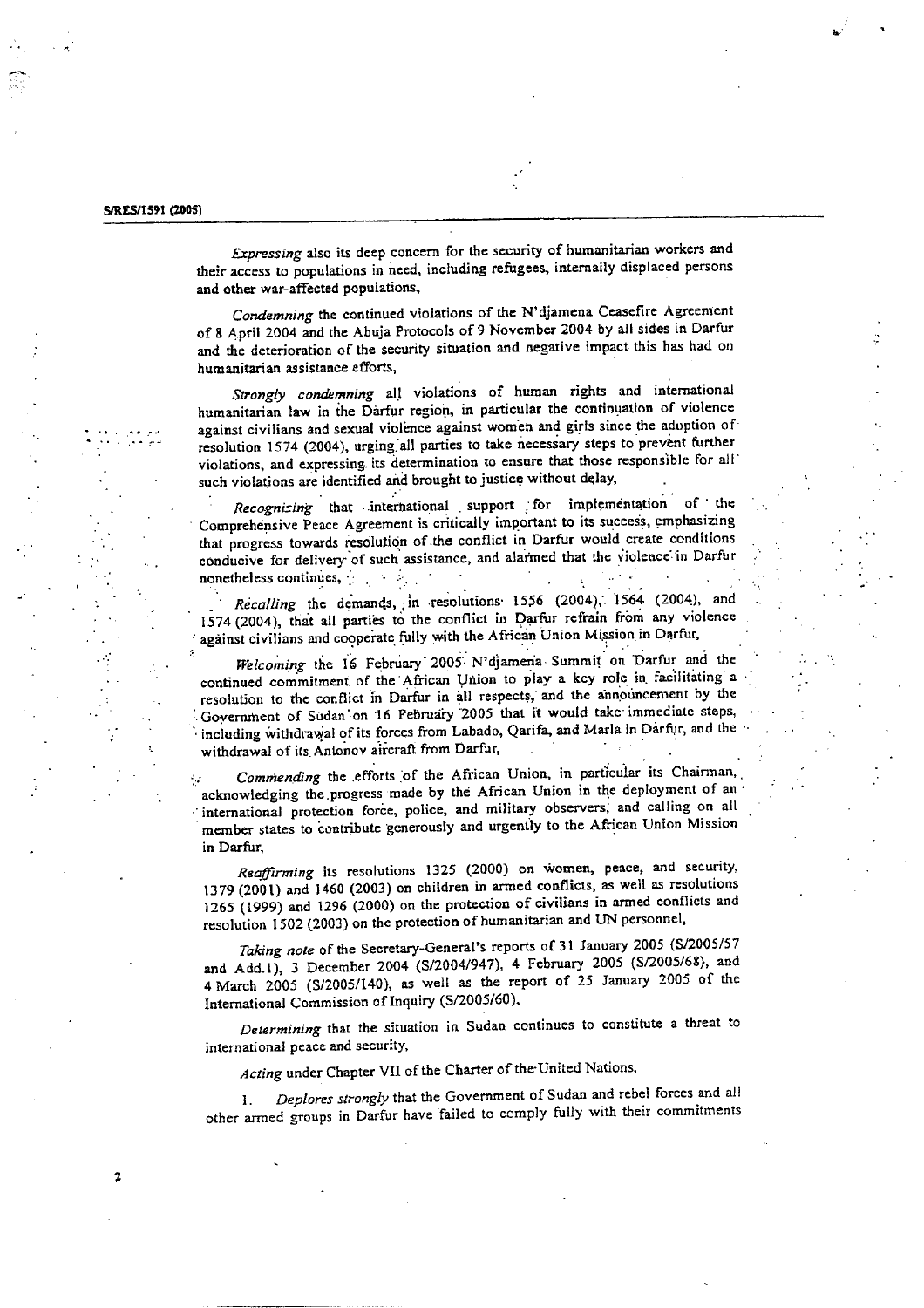*Expressing* also its deep concern for the security of humanitarian workers and their access to populations in need, including refugees, internally displaced persons and other war-affected populations,

*Condemning* the continued violations of the N'djamena Ceasefire Agreement of 8 April 2004 and the Abuja Protocols of 9 November 2004 by all sides in Darfur and the deterioration of the security situation and negative impact this has had on humanitarian assistance efforts,

*Strongly condemning* all violations of human rights and international humanitarian law in the Darfur region, in particular the continuation of violence against civilians and sexual violence against women and girls since the adoption of resolution 1574 (2004), urging all parties to take necessary steps to prevent further violations, and expressing its determination to ensure that those responsible for all such violations are identified and brought to justice without delay,

*Recognizing* that international support for implementation of the Comprehensive Peace Agreement is critically important to its success, emphasizing that progress towards resolution of the conflict in Darfur would create conditions conducive for delivery of such assistance, and alarmed that the violence in Darfur nonetheless continues,

*Recalling* the demands, in resolutions 1556 (2004), 1564 (2004), and 1574 (2004), that all parties to the conflict in Darfur refrain from any violence against civilians and cooperate fully with the African Union Mission in Darfur,

*Welcoming* the 16 February 2005 N'djamena Summit on Darfur and the continued commitment of the African Union to play a key role in facilitating a resolution to the conflict in Darfur in all respects, and the announcement by the Government of Sudan on 16 February 2005 that it would take immediate steps, including withdrawal of its forces from Labado, Qarifa, and Marla in Darfur, and the withdrawal of its Antonov aircraft from Darfur,

*Commending* the efforts of the African Union, in particular its Chairman, acknowledging the progress made by the African Union in the deployment of an international protection force, police, and military observers, and calling on all member states to contribute generously and urgently to the African Union Mission in Darfur,

*Reaffirming* its resolutions 1325 (2000) on women, peace, and security, 1379 (2001) and 1460 (2003) on children in armed conflicts, as well as resolutions 1265 (1999) and 1296 (2000) on the protection of civilians in armed conflicts and resolution 1502 (2003) on the protection of humanitarian and UN personnel,

*Taking note* of the Secretary-General's reports of 31 January 2005 (S/2005/57 and Add.1), 3 December 2004 (S/2004/947), 4 February 2005 (S/2005/68), and 4 March 2005 (S/2005/140), as well as the report of 25 January 2005 of the International Commission of Inquiry (S/2005/60),

*Determining* that the situation in Sudan continues to constitute a threat to international peace and security,

*Acting* under Chapter VII of the Charter of the United Nations,

1. *Deplores strongly* that the Government of Sudan and rebel forces and all other armed groups in Darfur have failed to comply fully with their commitments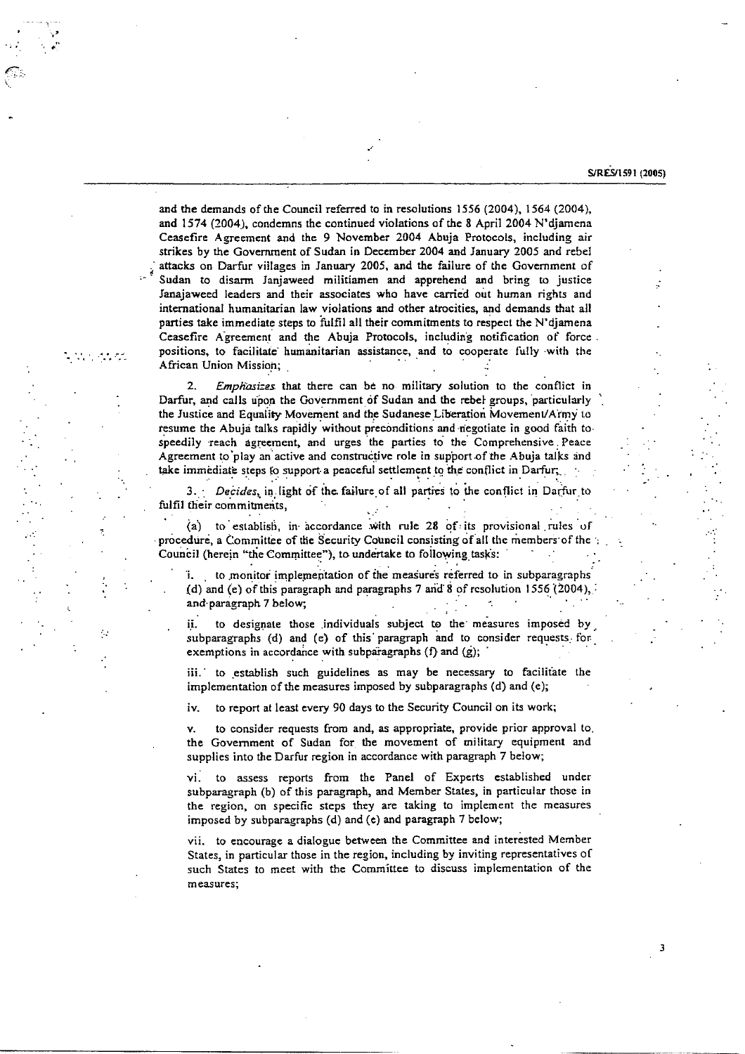and the demands of the Council referred to in resolutions 1556 (2004), 1564 (2004), and 1574 (2004), condemns the continued violations of the 8 April 2004 N'djamena Ceasefire Agreement and the 9 November 2004 Abuja Protocols, including air strikes by the Government of Sudan in December 2004 and January 2005 and rebel attacks on Darfur villages in January 2005, and the failure of the Government of Sudan to disarm Janjaweed militiamen and apprehend and bring to justice Janajaweed leaders and their associates who have carried out human rights and international humanitarian law violations and other atrocities, and demands that all parties take immediate steps to fulfil all their commitments to respect the N'djamena Ceasefire Agreement and the Abuja Protocols, including notification of force positions, to facilitate humanitarian assistance, and to cooperate fully with the African Union Mission;

2. *Emphasizes* that there can be no military solution to the conflict in Darfur, and calls upon the Government of Sudan and the rebel groups, particularly the Justice and Equality Movement and the Sudanese Liberation Movement/Army to resume the Abuja talks rapidly without preconditions and negotiate in good faith to speedily reach agreement, and urges the parties to the Comprehensive Peace Agreement to play an active and constructive role in support of the Abuja talks and take immediate steps to support a peaceful settlement to the conflict in Darfur;

3. *Decides*, in light of the failure of all parties to the conflict in Darfur to fulfil their commitments,

(a) to establish, in accordance with rule 28 of its provisional rules of procedure, a Committee of the Security Council consisting of all the members of the Council (herein "the Committee"), to undertake to following tasks:

i. to monitor implementation of the measures referred to in subparagraphs (d) and (e) of this paragraph and paragraphs 7 and 8 of resolution 1556 (2004), and paragraph 7 below;

ii. to designate those individuals subject to the measures imposed by subparagraphs (d) and (e) of this paragraph and to consider requests for exemptions in accordance with subparagraphs (f) and (g);

iii. to establish such guidelines as may be necessary to facilitate the implementation of the measures imposed by subparagraphs (d) and (e);

iv. to report at least every 90 days to the Security Council on its work;

v. to consider requests from and, as appropriate, provide prior approval to, the Government of Sudan for the movement of military equipment and supplies into the Darfur region in accordance with paragraph 7 below;

vi. to assess reports from the Panel of Experts established under subparagraph (b) of this paragraph, and Member States, in particular those in the region, on specific steps they are taking to implement the measures imposed by subparagraphs (d) and (e) and paragraph 7 below;

vii. to encourage a dialogue between the Committee and interested Member States, in particular those in the region, including by inviting representatives of such States to meet with the Committee to discuss implementation of the measures;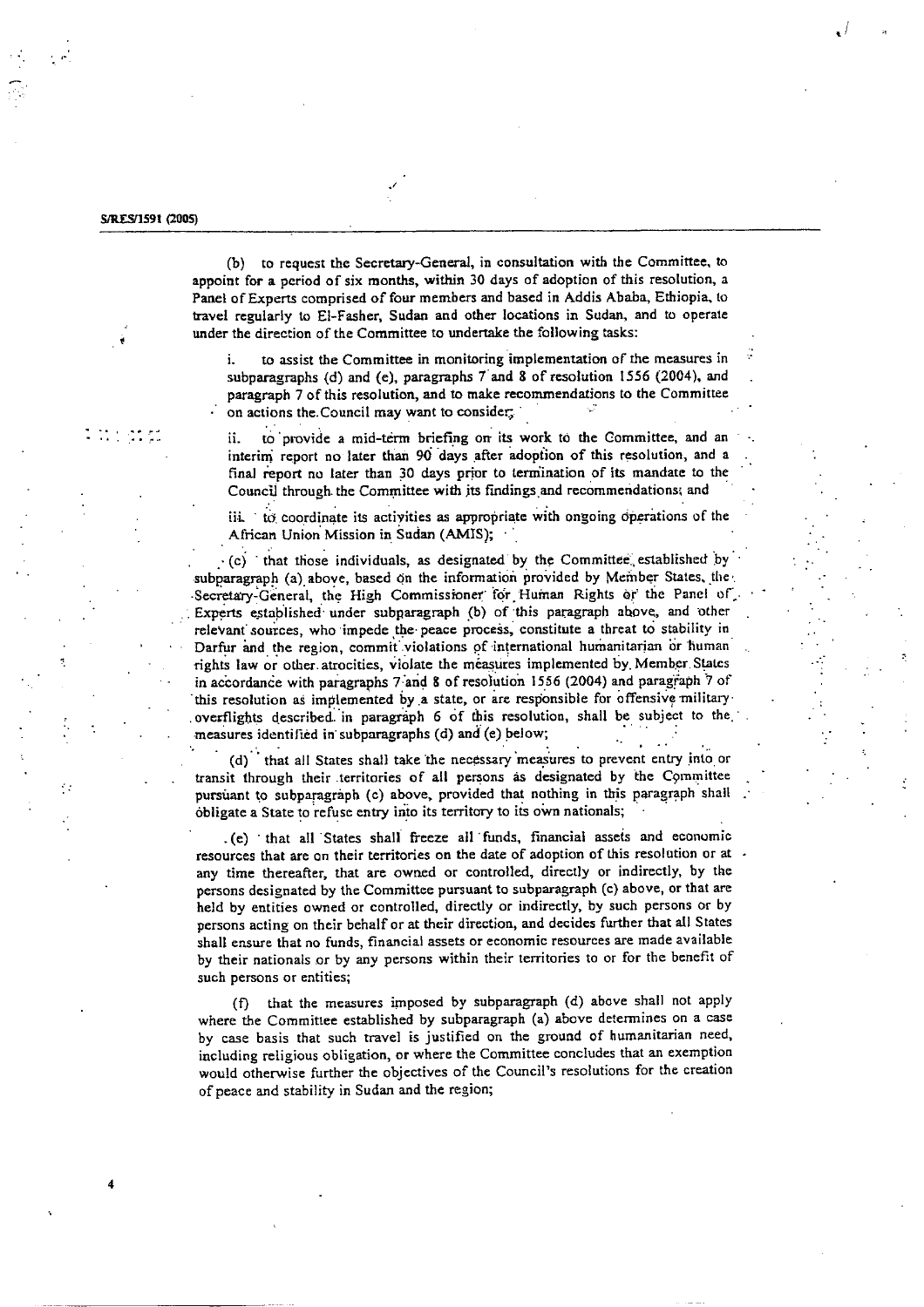(b) to request the Secretary-General, in consultation with the Committee, to appoint for a period of six months, within 30 days of adoption of this resolution, a Panel of Experts comprised of four members and based in Addis Ababa, Ethiopia, to travel regularly to El-Fasher, Sudan and other locations in Sudan, and to operate under the direction of the Committee to undertake the following tasks:

i. to assist the Committee in monitoring implementation of the measures in subparagraphs (d) and (e), paragraphs 7 and 8 of resolution 1556 (2004), and paragraph 7 of this resolution, and to make recommendations to the Committee on actions the Council may want to consider;

ii. to provide a mid-term briefing on its work to the Committee, and an interim report no later than 90 days after adoption of this resolution, and a final report no later than 30 days prior to termination of its mandate to the Council through the Committee with its findings and recommendations; and

iii. to coordinate its activities as appropriate with ongoing operations of the African Union Mission in Sudan (AMIS);

(c) that those individuals, as designated by the Committee established by subparagraph (a) above, based on the information provided by Member States, the Secretary-General, the High Commissioner for Human Rights or the Panel of Experts established under subparagraph (b) of this paragraph above, and other relevant sources, who impede the peace process, constitute a threat to stability in Darfur and the region, commit violations of international humanitarian or human rights law or other atrocities, violate the measures implemented by Member States in accordance with paragraphs 7 and 8 of resolution 1556 (2004) and paragraph 7 of this resolution as implemented by a state, or are responsible for offensive military overflights described in paragraph 6 of this resolution, shall be subject to the measures identified in subparagraphs (d) and (e) below;

(d) that all States shall take the necessary measures to prevent entry into or transit through their territories of all persons as designated by the Committee pursuant to subparagraph (c) above, provided that nothing in this paragraph shall obligate a State to refuse entry into its territory to its own nationals;

(e) that all States shall freeze all funds, financial assets and economic resources that are on their territories on the date of adoption of this resolution or at any time thereafter, that are owned or controlled, directly or indirectly, by the persons designated by the Committee pursuant to subparagraph (c) above, or that are held by entities owned or controlled, directly or indirectly, by such persons or by persons acting on their behalf or at their direction, and decides further that all States shall ensure that no funds, financial assets or economic resources are made available by their nationals or by any persons within their territories to or for the benefit of such persons or entities;

(f) that the measures imposed by subparagraph (d) above shall not apply where the Committee established by subparagraph (a) above determines on a case by case basis that such travel is justified on the ground of humanitarian need, including religious obligation, or where the Committee concludes that an exemption would otherwise further the objectives of the Council's resolutions for the creation of peace and stability in Sudan and the region;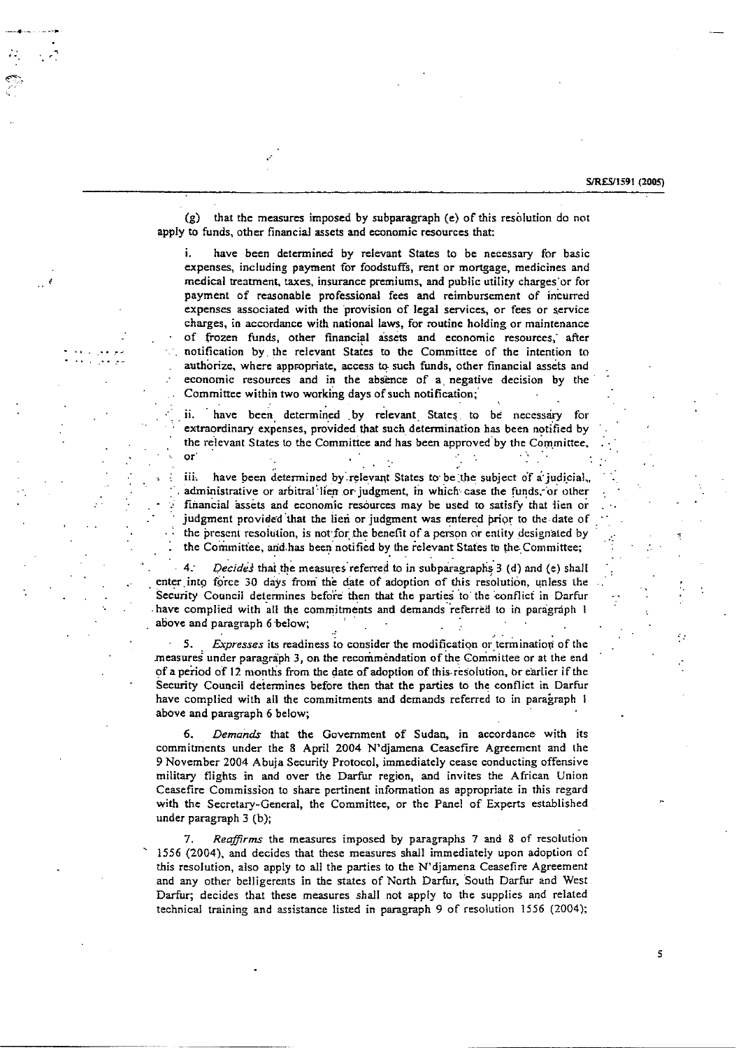(g) that the measures imposed by subparagraph (e) of this resolution do not apply to funds, other financial assets and economic resources that:

i. have been determined by relevant States to be necessary for basic expenses, including payment for foodstuffs, rent or mortgage, medicines and medical treatment, taxes, insurance premiums, and public utility charges or for payment of reasonable professional fees and reimbursement of incurred expenses associated with the provision of legal services, or fees or service charges, in accordance with national laws, for routine holding or maintenance of frozen funds, other financial assets and economic resources, after notification by the relevant States to the Committee of the intention to authorize, where appropriate, access to such funds, other financial assets and economic resources and in the absence of a negative decision by the Committee within two working days of such notification;

ii. have been determined by relevant States to be necessary for extraordinary expenses, provided that such determination has been notified by the relevant States to the Committee and has been approved by the Committee, or

iii. have been determined by relevant States to be the subject of a judicial, administrative or arbitral lien or judgment, in which case the funds, or other financial assets and economic resources may be used to satisfy that lien or judgment provided that the lien or judgment was entered prior to the date of the present resolution, is not for the benefit of a person or entity designated by the Committee, and has been notified by the relevant States to the Committee;

4. *Decides* that the measures referred to in subparagraphs 3 (d) and (e) shall enter into force 30 days from the date of adoption of this resolution, unless the Security Council determines before then that the parties to the conflict in Darfur have complied with all the commitments and demands referred to in paragraph 1 above and paragraph 6 below;

5. *Expresses* its readiness to consider the modification or termination of the measures under paragraph 3, on the recommendation of the Committee or at the end of a period of 12 months from the date of adoption of this resolution, or earlier if the Security Council determines before then that the parties to the conflict in Darfur have complied with all the commitments and demands referred to in paragraph 1 above and paragraph 6 below;

6. *Demands* that the Government of Sudan, in accordance with its commitments under the 8 April 2004 N'djamena Ceasefire Agreement and the 9 November 2004 Abuja Security Protocol, immediately cease conducting offensive military flights in and over the Darfur region, and invites the African Union Ceasefire Commission to share pertinent information as appropriate in this regard with the Secretary-General, the Committee, or the Panel of Experts established under paragraph 3 (b);

7. *Reaffirms* the measures imposed by paragraphs 7 and 8 of resolution 1556 (2004), and decides that these measures shall immediately upon adoption of this resolution, also apply to all the parties to the N'djamena Ceasefire Agreement and any other belligerents in the states of North Darfur, South Darfur and West Darfur; decides that these measures shall not apply to the supplies and related technical training and assistance listed in paragraph 9 of resolution 1556 (2004);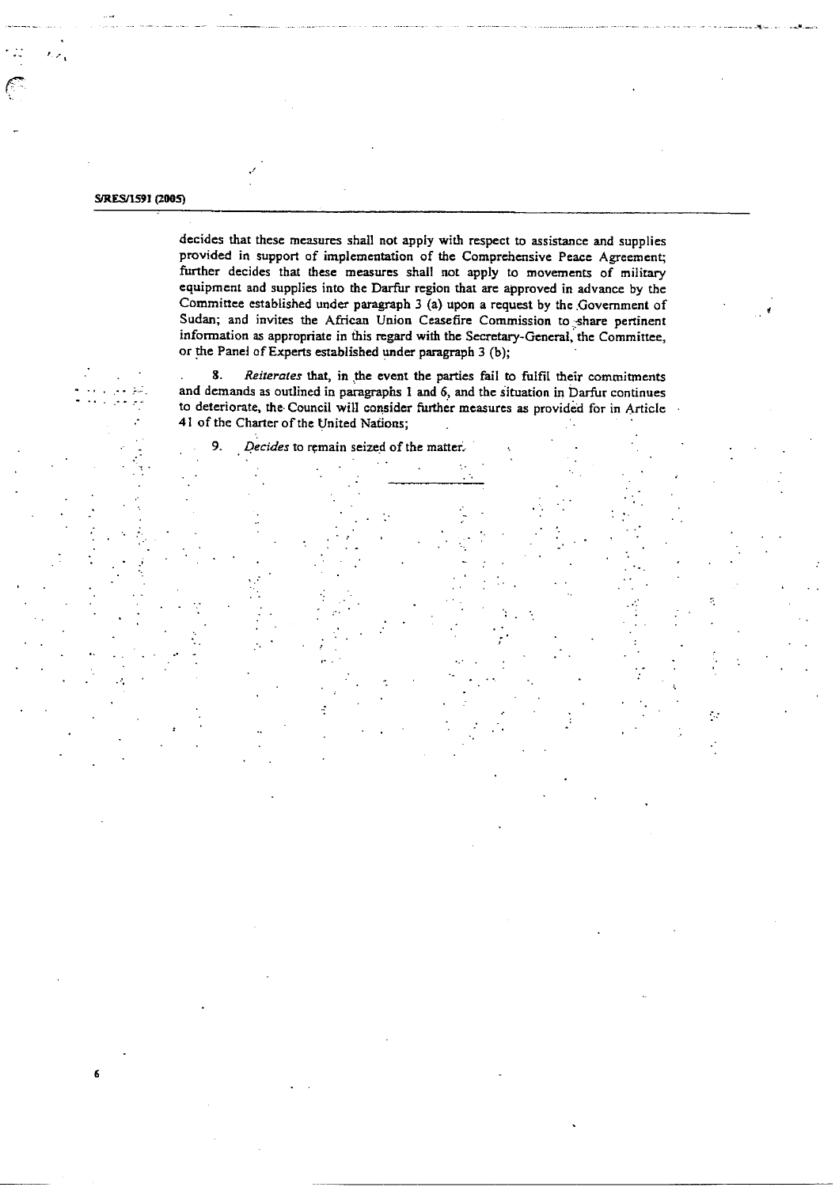decides that these measures shall not apply with respect to assistance and supplies provided in support of implementation of the Comprehensive Peace Agreement; further decides that these measures shall not apply to movements of military equipment and supplies into the Darfur region that are approved in advance by the Committee established under paragraph 3 (a) upon a request by the Government of Sudan; and invites the African Union Ceasefire Commission to share pertinent information as appropriate in this regard with the Secretary-General, the Committee, or the Panel of Experts established under paragraph 3 (b);

8. *Reiterates* that, in the event the parties fail to fulfil their commitments and demands as outlined in paragraphs 1 and 6, and the situation in Darfur continues to deteriorate, the Council will consider further measures as provided for in Article 41 of the Charter of the United Nations;

9. *Decides* to remain seized of the matter.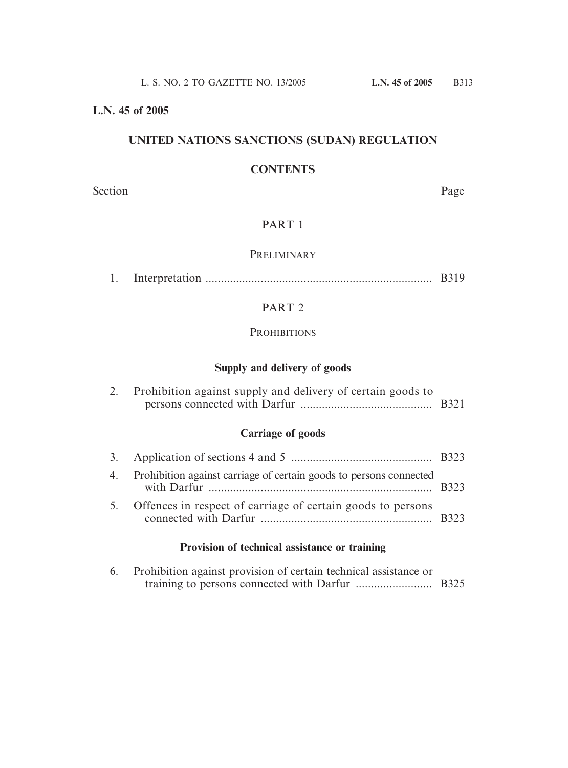**L.N. 45 of 2005**

## UNITED NATIONS SANCTIONS (SUDAN) REGULATION

### CONTENTS

| Section | | Page |
|---|---|---|
| | PART 1 | |
| | PRELIMINARY | |
| 1. | Interpretation | B319 |
| | PART 2 | |
| | PROHIBITIONS | |
| | **Supply and delivery of goods** | |
| 2. | Prohibition against supply and delivery of certain goods to persons connected with Darfur | B321 |
| | **Carriage of goods** | |
| 3. | Application of sections 4 and 5 | B323 |
| 4. | Prohibition against carriage of certain goods to persons connected with Darfur | B323 |
| 5. | Offences in respect of carriage of certain goods to persons connected with Darfur | B323 |
| | **Provision of technical assistance or training** | |
| 6. | Prohibition against provision of certain technical assistance or training to persons connected with Darfur | B325 |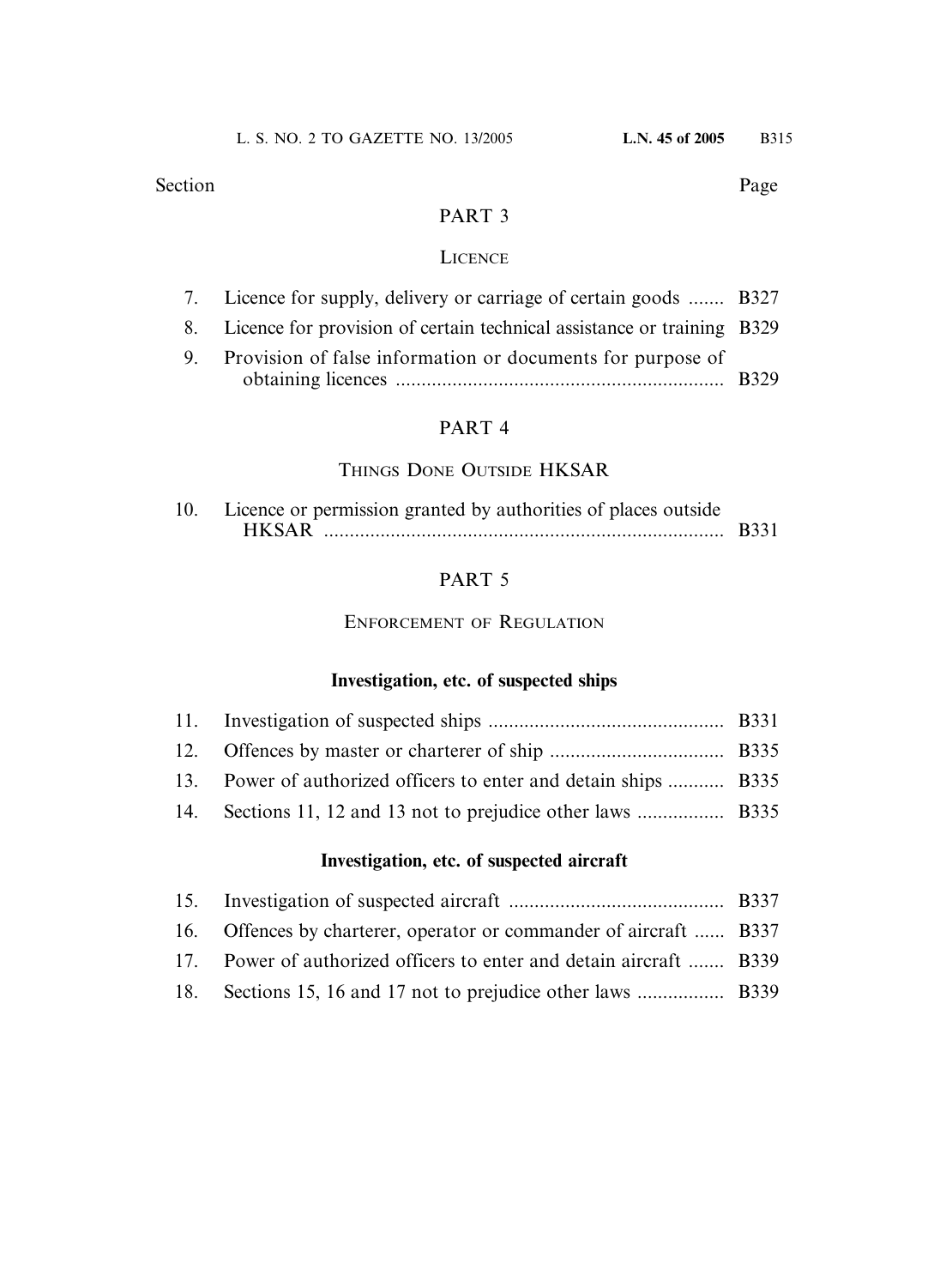| Section | | Page |
|---|---|---|

## PART 3

### LICENCE

| | | |
|---|---|---|
| 7. | Licence for supply, delivery or carriage of certain goods ....... | B327 |
| 8. | Licence for provision of certain technical assistance or training | B329 |
| 9. | Provision of false information or documents for purpose of obtaining licences ............................................................... | B329 |

## PART 4

### THINGS DONE OUTSIDE HKSAR

| | | |
|---|---|---|
| 10. | Licence or permission granted by authorities of places outside HKSAR ............................................................................ | B331 |

## PART 5

### ENFORCEMENT OF REGULATION

**Investigation, etc. of suspected ships**

| | | |
|---|---|---|
| 11. | Investigation of suspected ships .............................................. | B331 |
| 12. | Offences by master or charterer of ship .................................. | B335 |
| 13. | Power of authorized officers to enter and detain ships ........... | B335 |
| 14. | Sections 11, 12 and 13 not to prejudice other laws ................. | B335 |

**Investigation, etc. of suspected aircraft**

| | | |
|---|---|---|
| 15. | Investigation of suspected aircraft .......................................... | B337 |
| 16. | Offences by charterer, operator or commander of aircraft ...... | B337 |
| 17. | Power of authorized officers to enter and detain aircraft ....... | B339 |
| 18. | Sections 15, 16 and 17 not to prejudice other laws ................. | B339 |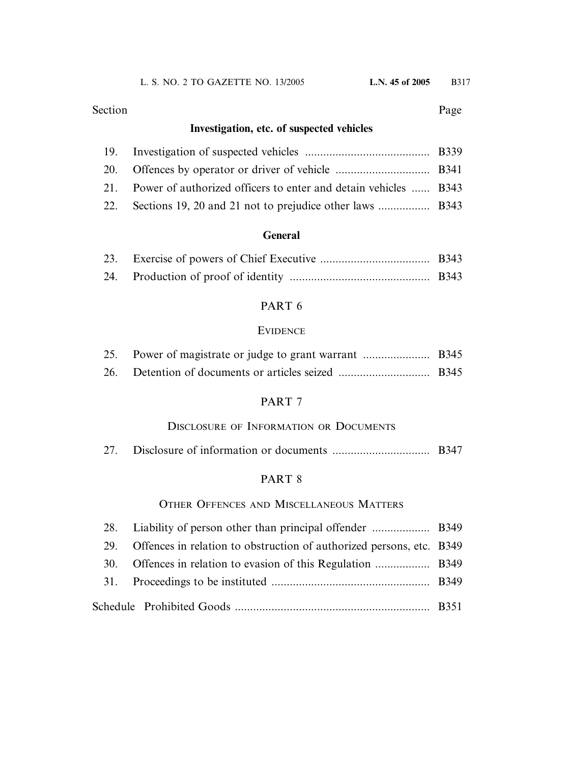| Section | | Page |
|---|---|---|

**Investigation, etc. of suspected vehicles**

| | | |
|---|---|---|
| 19. | Investigation of suspected vehicles | B339 |
| 20. | Offences by operator or driver of vehicle | B341 |
| 21. | Power of authorized officers to enter and detain vehicles | B343 |
| 22. | Sections 19, 20 and 21 not to prejudice other laws | B343 |

**General**

| | | |
|---|---|---|
| 23. | Exercise of powers of Chief Executive | B343 |
| 24. | Production of proof of identity | B343 |

PART 6

EVIDENCE

| | | |
|---|---|---|
| 25. | Power of magistrate or judge to grant warrant | B345 |
| 26. | Detention of documents or articles seized | B345 |

PART 7

DISCLOSURE OF INFORMATION OR DOCUMENTS

| | | |
|---|---|---|
| 27. | Disclosure of information or documents | B347 |

PART 8

OTHER OFFENCES AND MISCELLANEOUS MATTERS

| | | |
|---|---|---|
| 28. | Liability of person other than principal offender | B349 |
| 29. | Offences in relation to obstruction of authorized persons, etc. | B349 |
| 30. | Offences in relation to evasion of this Regulation | B349 |
| 31. | Proceedings to be instituted | B349 |
| Schedule | Prohibited Goods | B351 |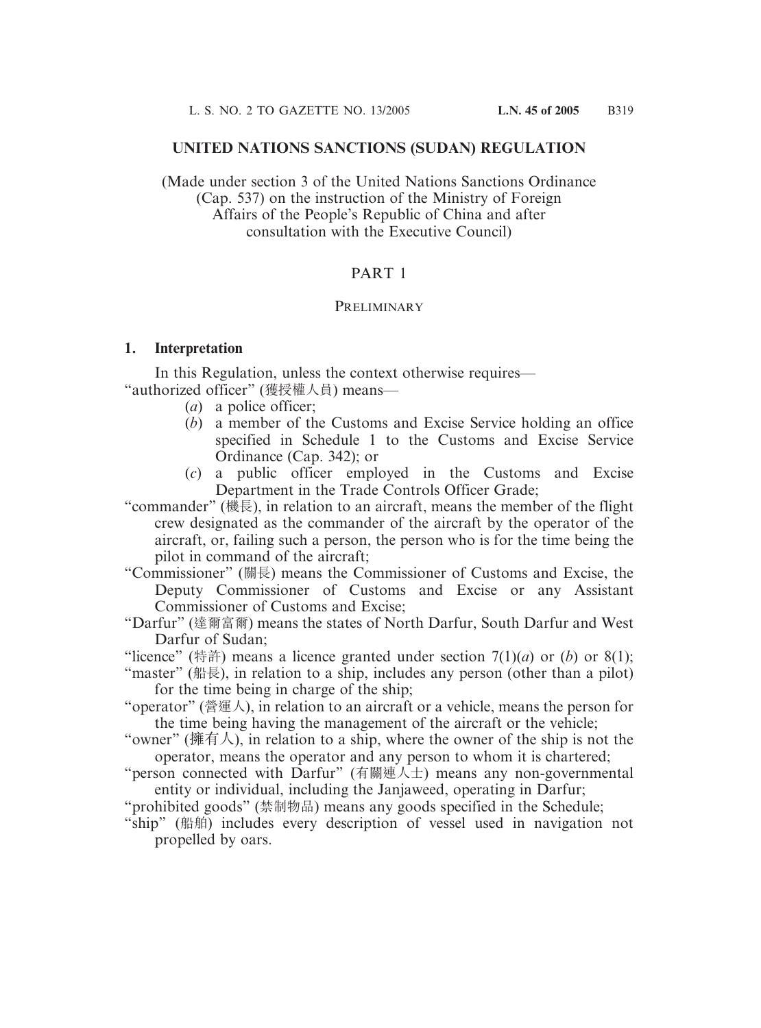## UNITED NATIONS SANCTIONS (SUDAN) REGULATION

(Made under section 3 of the United Nations Sanctions Ordinance (Cap. 537) on the instruction of the Ministry of Foreign Affairs of the People's Republic of China and after consultation with the Executive Council)

### PART 1

### PRELIMINARY

**1. Interpretation**

In this Regulation, unless the context otherwise requires—

"authorized officer" (獲授權人員) means—

(*a*) a police officer;

(*b*) a member of the Customs and Excise Service holding an office specified in Schedule 1 to the Customs and Excise Service Ordinance (Cap. 342); or

(*c*) a public officer employed in the Customs and Excise Department in the Trade Controls Officer Grade;

"commander" (機長), in relation to an aircraft, means the member of the flight crew designated as the commander of the aircraft by the operator of the aircraft, or, failing such a person, the person who is for the time being the pilot in command of the aircraft;

"Commissioner" (關長) means the Commissioner of Customs and Excise, the Deputy Commissioner of Customs and Excise or any Assistant Commissioner of Customs and Excise;

"Darfur" (達爾富爾) means the states of North Darfur, South Darfur and West Darfur of Sudan;

"licence" (特許) means a licence granted under section 7(1)(*a*) or (*b*) or 8(1);

"master" (船長), in relation to a ship, includes any person (other than a pilot) for the time being in charge of the ship;

"operator" (營運人), in relation to an aircraft or a vehicle, means the person for the time being having the management of the aircraft or the vehicle;

"owner" (擁有人), in relation to a ship, where the owner of the ship is not the operator, means the operator and any person to whom it is chartered;

"person connected with Darfur" (有關連人士) means any non-governmental entity or individual, including the Janjaweed, operating in Darfur;

"prohibited goods" (禁制物品) means any goods specified in the Schedule;

"ship" (船舶) includes every description of vessel used in navigation not propelled by oars.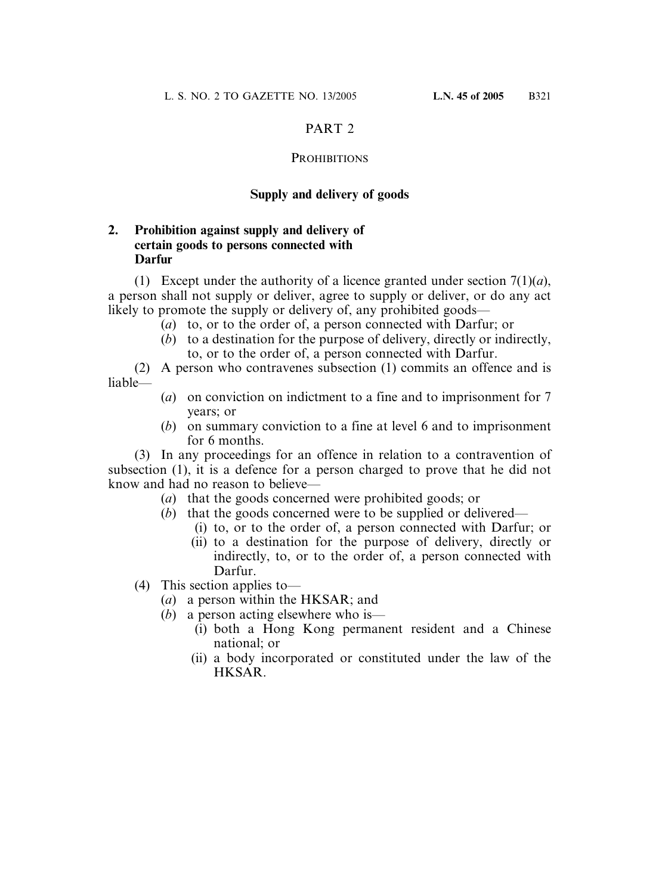# PART 2

## PROHIBITIONS

### Supply and delivery of goods

**2. Prohibition against supply and delivery of certain goods to persons connected with Darfur**

(1) Except under the authority of a licence granted under section 7(1)(*a*), a person shall not supply or deliver, agree to supply or deliver, or do any act likely to promote the supply or delivery of, any prohibited goods—

- (*a*) to, or to the order of, a person connected with Darfur; or
- (*b*) to a destination for the purpose of delivery, directly or indirectly, to, or to the order of, a person connected with Darfur.

(2) A person who contravenes subsection (1) commits an offence and is liable—

- (*a*) on conviction on indictment to a fine and to imprisonment for 7 years; or
- (*b*) on summary conviction to a fine at level 6 and to imprisonment for 6 months.

(3) In any proceedings for an offence in relation to a contravention of subsection (1), it is a defence for a person charged to prove that he did not know and had no reason to believe—

- (*a*) that the goods concerned were prohibited goods; or
- (*b*) that the goods concerned were to be supplied or delivered—
  - (i) to, or to the order of, a person connected with Darfur; or
  - (ii) to a destination for the purpose of delivery, directly or indirectly, to, or to the order of, a person connected with Darfur.

(4) This section applies to—

- (*a*) a person within the HKSAR; and
- (*b*) a person acting elsewhere who is—
  - (i) both a Hong Kong permanent resident and a Chinese national; or
  - (ii) a body incorporated or constituted under the law of the HKSAR.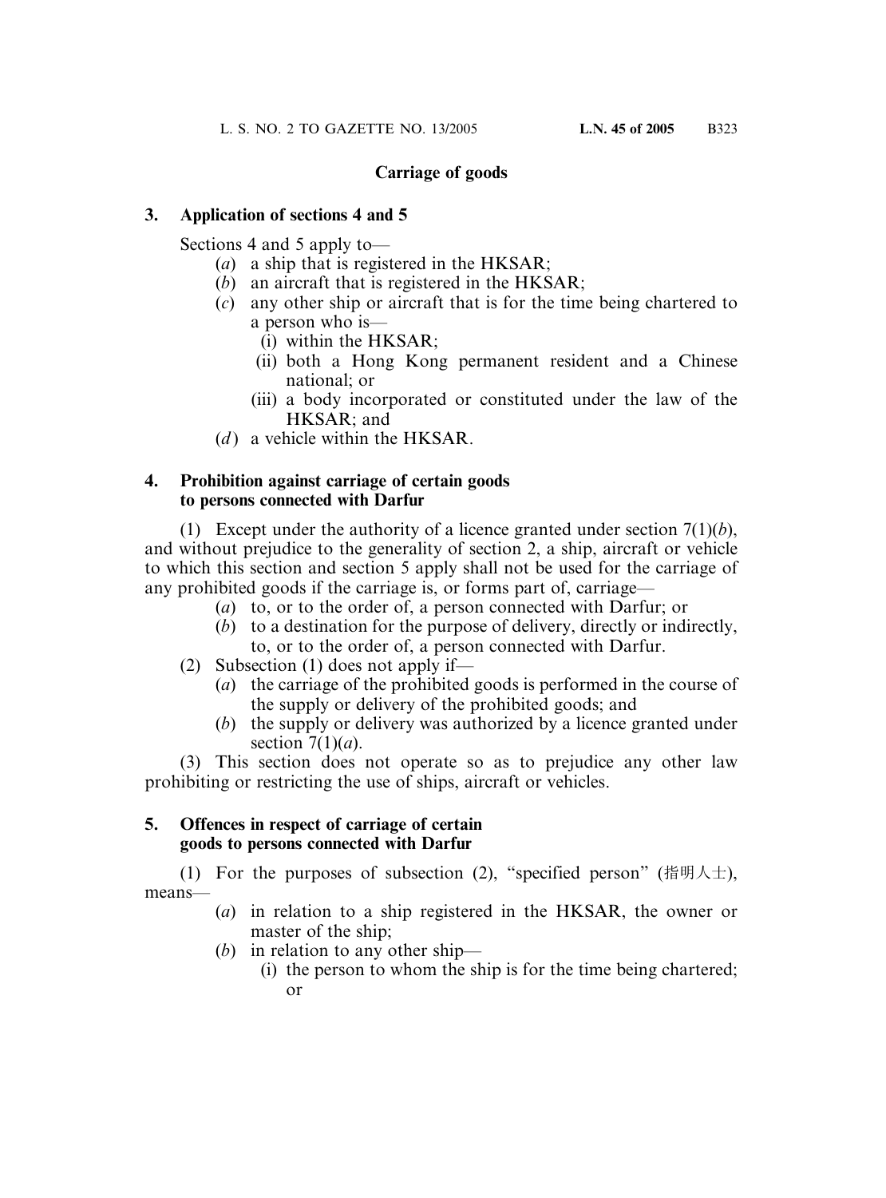## Carriage of goods

### 3. Application of sections 4 and 5

Sections 4 and 5 apply to—

- (*a*) a ship that is registered in the HKSAR;
- (*b*) an aircraft that is registered in the HKSAR;
- (*c*) any other ship or aircraft that is for the time being chartered to a person who is—
  - (i) within the HKSAR;
  - (ii) both a Hong Kong permanent resident and a Chinese national; or
  - (iii) a body incorporated or constituted under the law of the HKSAR; and
- (*d*) a vehicle within the HKSAR.

### 4. Prohibition against carriage of certain goods to persons connected with Darfur

(1) Except under the authority of a licence granted under section 7(1)(*b*), and without prejudice to the generality of section 2, a ship, aircraft or vehicle to which this section and section 5 apply shall not be used for the carriage of any prohibited goods if the carriage is, or forms part of, carriage—

- (*a*) to, or to the order of, a person connected with Darfur; or
- (*b*) to a destination for the purpose of delivery, directly or indirectly, to, or to the order of, a person connected with Darfur.

(2) Subsection (1) does not apply if—

- (*a*) the carriage of the prohibited goods is performed in the course of the supply or delivery of the prohibited goods; and
- (*b*) the supply or delivery was authorized by a licence granted under section 7(1)(*a*).

(3) This section does not operate so as to prejudice any other law prohibiting or restricting the use of ships, aircraft or vehicles.

### 5. Offences in respect of carriage of certain goods to persons connected with Darfur

(1) For the purposes of subsection (2), "specified person" (指明人士), means—

- (*a*) in relation to a ship registered in the HKSAR, the owner or master of the ship;
- (*b*) in relation to any other ship—
  - (i) the person to whom the ship is for the time being chartered; or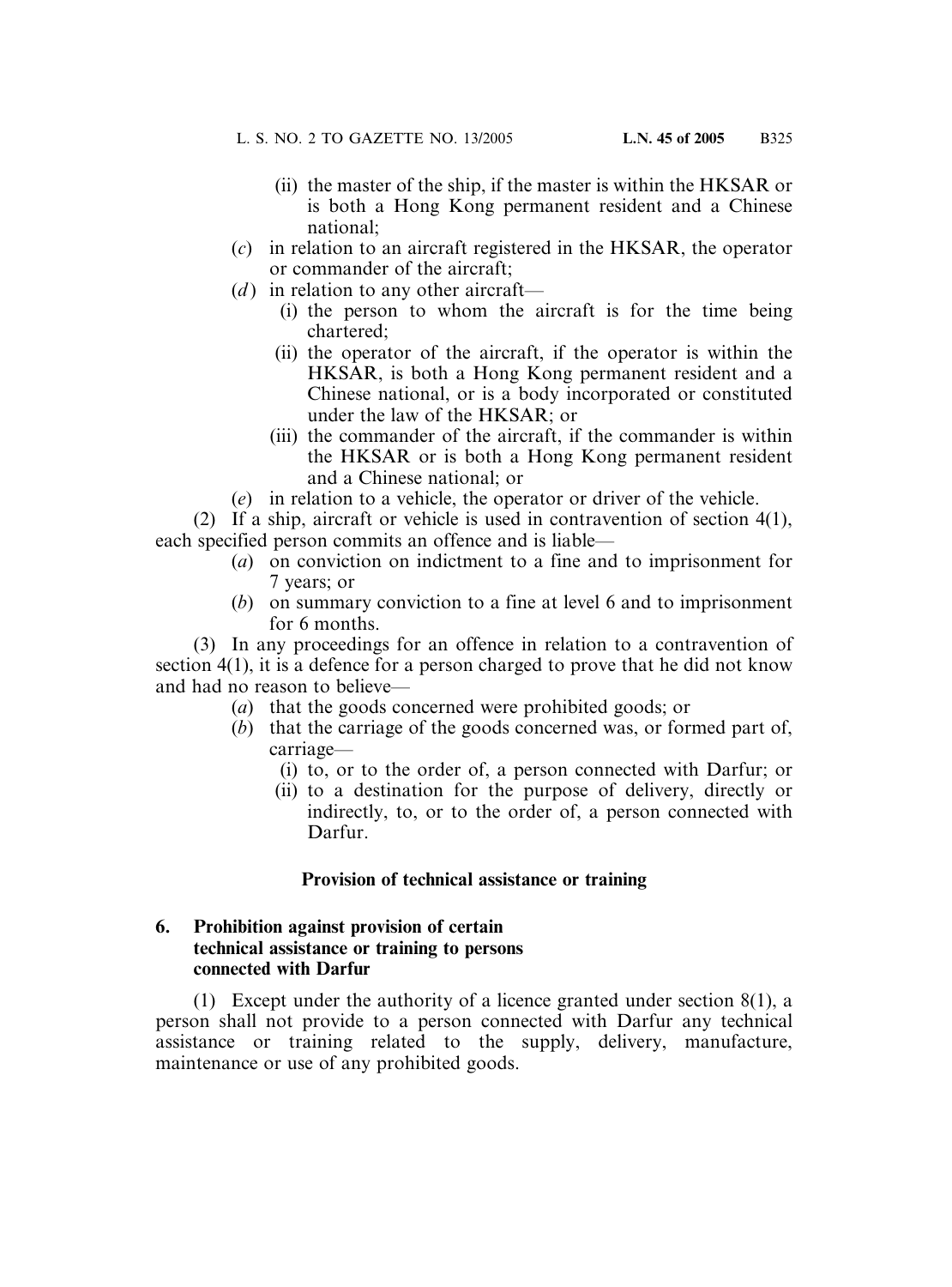(ii) the master of the ship, if the master is within the HKSAR or is both a Hong Kong permanent resident and a Chinese national;

(*c*) in relation to an aircraft registered in the HKSAR, the operator or commander of the aircraft;

(*d*) in relation to any other aircraft—

(i) the person to whom the aircraft is for the time being chartered;

(ii) the operator of the aircraft, if the operator is within the HKSAR, is both a Hong Kong permanent resident and a Chinese national, or is a body incorporated or constituted under the law of the HKSAR; or

(iii) the commander of the aircraft, if the commander is within the HKSAR or is both a Hong Kong permanent resident and a Chinese national; or

(*e*) in relation to a vehicle, the operator or driver of the vehicle.

(2) If a ship, aircraft or vehicle is used in contravention of section 4(1), each specified person commits an offence and is liable—

(*a*) on conviction on indictment to a fine and to imprisonment for 7 years; or

(*b*) on summary conviction to a fine at level 6 and to imprisonment for 6 months.

(3) In any proceedings for an offence in relation to a contravention of section 4(1), it is a defence for a person charged to prove that he did not know and had no reason to believe—

(*a*) that the goods concerned were prohibited goods; or

(*b*) that the carriage of the goods concerned was, or formed part of, carriage—

(i) to, or to the order of, a person connected with Darfur; or

(ii) to a destination for the purpose of delivery, directly or indirectly, to, or to the order of, a person connected with Darfur.

**Provision of technical assistance or training**

**6. Prohibition against provision of certain technical assistance or training to persons connected with Darfur**

(1) Except under the authority of a licence granted under section 8(1), a person shall not provide to a person connected with Darfur any technical assistance or training related to the supply, delivery, manufacture, maintenance or use of any prohibited goods.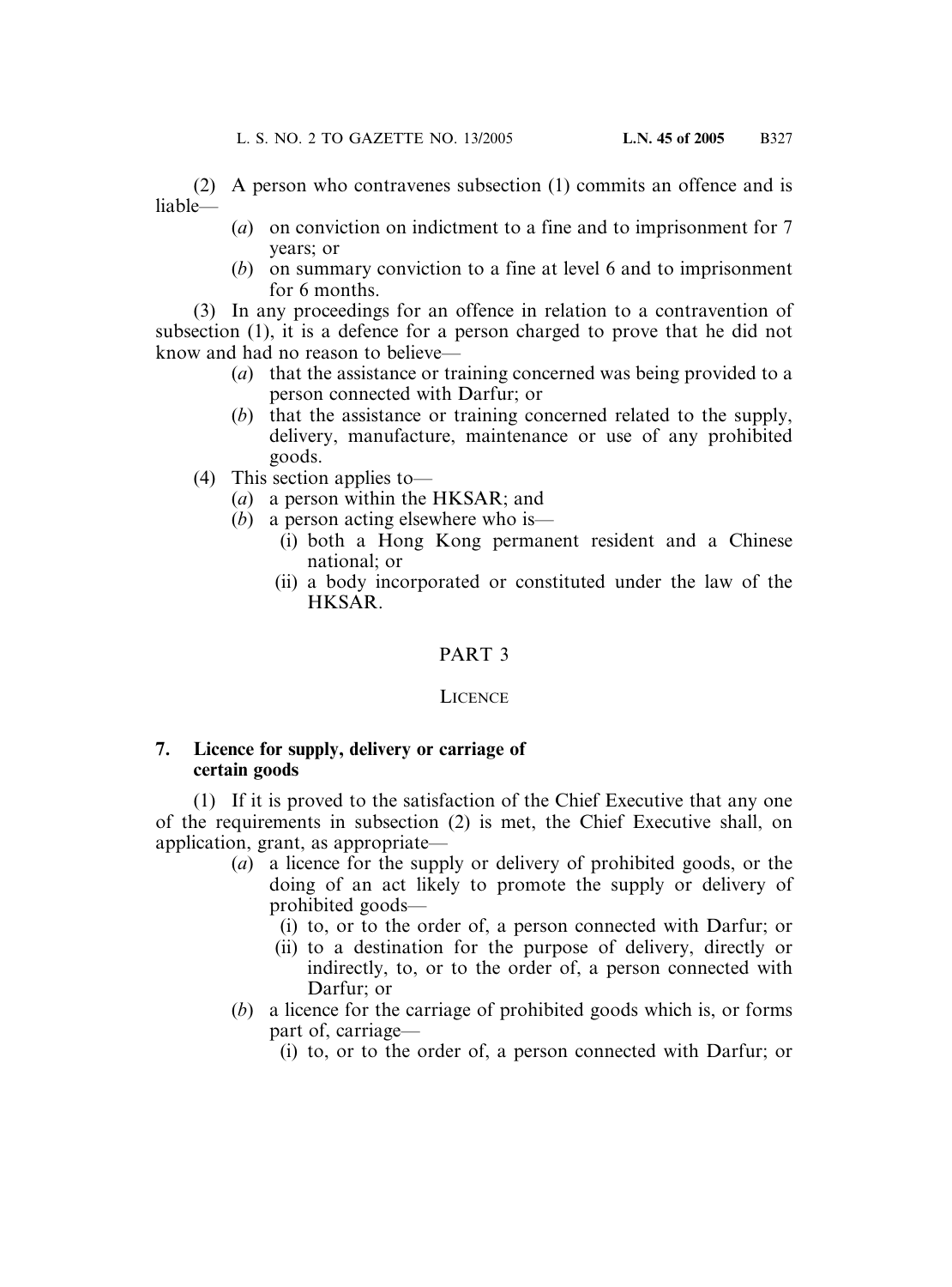(2) A person who contravenes subsection (1) commits an offence and is liable—

(*a*) on conviction on indictment to a fine and to imprisonment for 7 years; or

(*b*) on summary conviction to a fine at level 6 and to imprisonment for 6 months.

(3) In any proceedings for an offence in relation to a contravention of subsection (1), it is a defence for a person charged to prove that he did not know and had no reason to believe—

(*a*) that the assistance or training concerned was being provided to a person connected with Darfur; or

(*b*) that the assistance or training concerned related to the supply, delivery, manufacture, maintenance or use of any prohibited goods.

(4) This section applies to—

(*a*) a person within the HKSAR; and

(*b*) a person acting elsewhere who is—

(i) both a Hong Kong permanent resident and a Chinese national; or

(ii) a body incorporated or constituted under the law of the HKSAR.

## PART 3

## LICENCE

### 7. Licence for supply, delivery or carriage of certain goods

(1) If it is proved to the satisfaction of the Chief Executive that any one of the requirements in subsection (2) is met, the Chief Executive shall, on application, grant, as appropriate—

(*a*) a licence for the supply or delivery of prohibited goods, or the doing of an act likely to promote the supply or delivery of prohibited goods—

(i) to, or to the order of, a person connected with Darfur; or

(ii) to a destination for the purpose of delivery, directly or indirectly, to, or to the order of, a person connected with Darfur; or

(*b*) a licence for the carriage of prohibited goods which is, or forms part of, carriage—

(i) to, or to the order of, a person connected with Darfur; or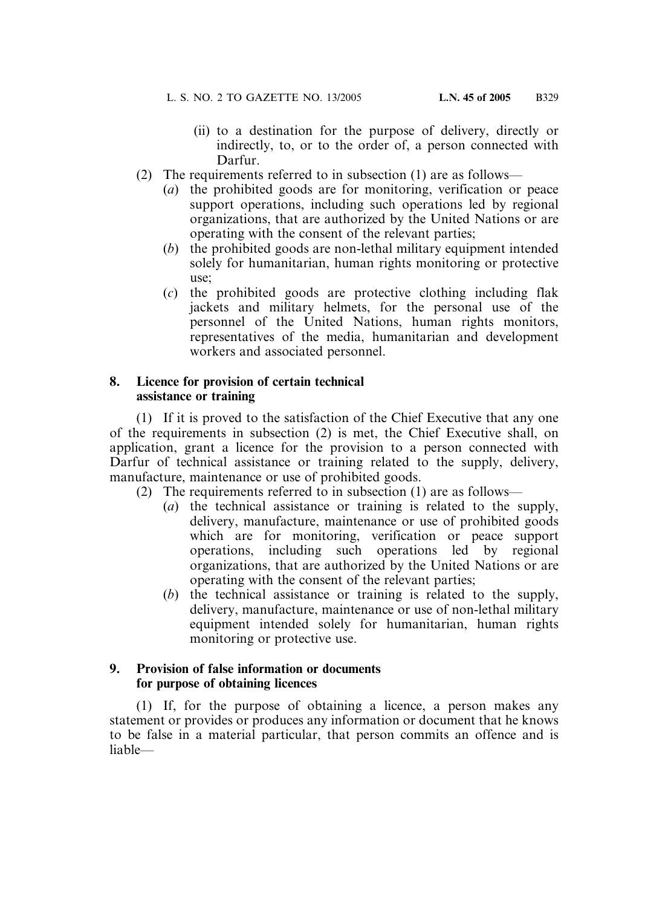(ii) to a destination for the purpose of delivery, directly or indirectly, to, or to the order of, a person connected with Darfur.

(2) The requirements referred to in subsection (1) are as follows—

(*a*) the prohibited goods are for monitoring, verification or peace support operations, including such operations led by regional organizations, that are authorized by the United Nations or are operating with the consent of the relevant parties;

(*b*) the prohibited goods are non-lethal military equipment intended solely for humanitarian, human rights monitoring or protective use;

(*c*) the prohibited goods are protective clothing including flak jackets and military helmets, for the personal use of the personnel of the United Nations, human rights monitors, representatives of the media, humanitarian and development workers and associated personnel.

**8. Licence for provision of certain technical assistance or training**

(1) If it is proved to the satisfaction of the Chief Executive that any one of the requirements in subsection (2) is met, the Chief Executive shall, on application, grant a licence for the provision to a person connected with Darfur of technical assistance or training related to the supply, delivery, manufacture, maintenance or use of prohibited goods.

(2) The requirements referred to in subsection (1) are as follows—

(*a*) the technical assistance or training is related to the supply, delivery, manufacture, maintenance or use of prohibited goods which are for monitoring, verification or peace support operations, including such operations led by regional organizations, that are authorized by the United Nations or are operating with the consent of the relevant parties;

(*b*) the technical assistance or training is related to the supply, delivery, manufacture, maintenance or use of non-lethal military equipment intended solely for humanitarian, human rights monitoring or protective use.

**9. Provision of false information or documents for purpose of obtaining licences**

(1) If, for the purpose of obtaining a licence, a person makes any statement or provides or produces any information or document that he knows to be false in a material particular, that person commits an offence and is liable—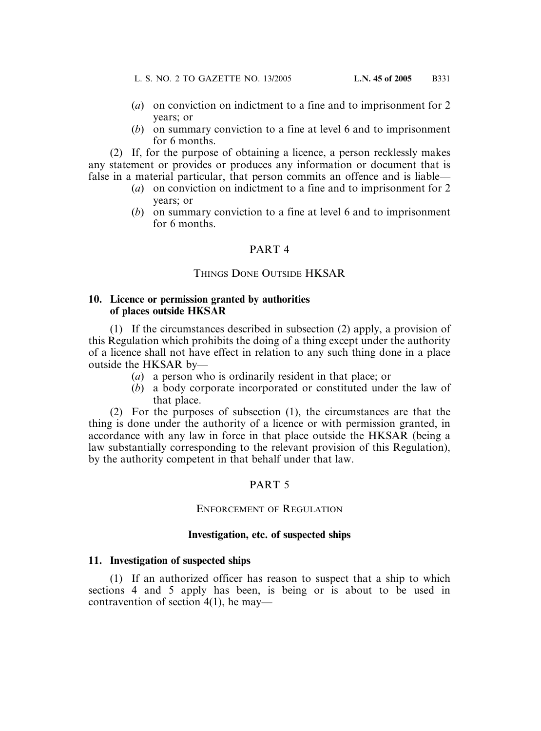(*a*) on conviction on indictment to a fine and to imprisonment for 2 years; or

(*b*) on summary conviction to a fine at level 6 and to imprisonment for 6 months.

(2) If, for the purpose of obtaining a licence, a person recklessly makes any statement or provides or produces any information or document that is false in a material particular, that person commits an offence and is liable—

(*a*) on conviction on indictment to a fine and to imprisonment for 2 years; or

(*b*) on summary conviction to a fine at level 6 and to imprisonment for 6 months.

## PART 4

## THINGS DONE OUTSIDE HKSAR

**10. Licence or permission granted by authorities of places outside HKSAR**

(1) If the circumstances described in subsection (2) apply, a provision of this Regulation which prohibits the doing of a thing except under the authority of a licence shall not have effect in relation to any such thing done in a place outside the HKSAR by—

(*a*) a person who is ordinarily resident in that place; or

(*b*) a body corporate incorporated or constituted under the law of that place.

(2) For the purposes of subsection (1), the circumstances are that the thing is done under the authority of a licence or with permission granted, in accordance with any law in force in that place outside the HKSAR (being a law substantially corresponding to the relevant provision of this Regulation), by the authority competent in that behalf under that law.

## PART 5

## ENFORCEMENT OF REGULATION

### Investigation, etc. of suspected ships

**11. Investigation of suspected ships**

(1) If an authorized officer has reason to suspect that a ship to which sections 4 and 5 apply has been, is being or is about to be used in contravention of section 4(1), he may—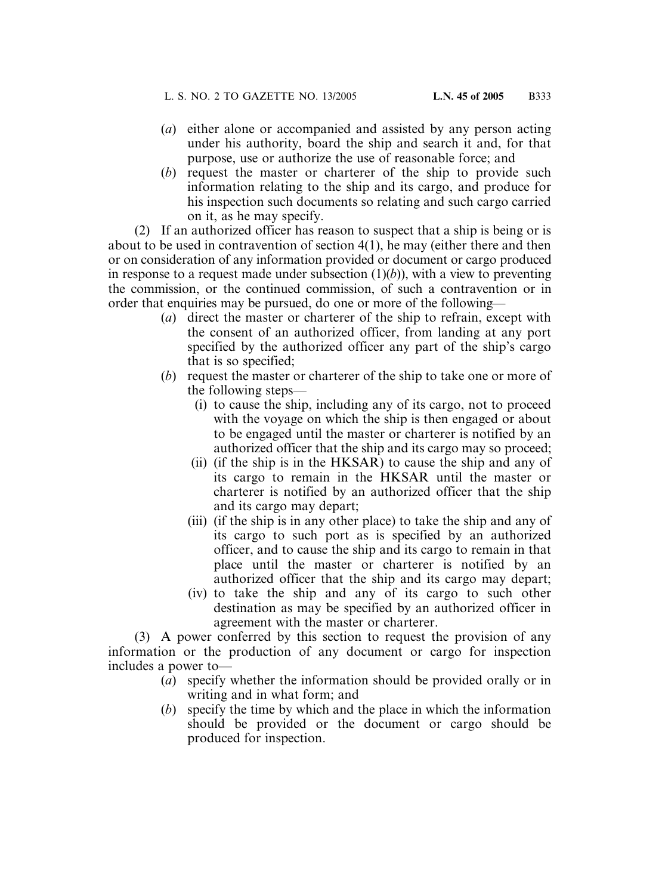(*a*) either alone or accompanied and assisted by any person acting under his authority, board the ship and search it and, for that purpose, use or authorize the use of reasonable force; and

(*b*) request the master or charterer of the ship to provide such information relating to the ship and its cargo, and produce for his inspection such documents so relating and such cargo carried on it, as he may specify.

(2) If an authorized officer has reason to suspect that a ship is being or is about to be used in contravention of section 4(1), he may (either there and then or on consideration of any information provided or document or cargo produced in response to a request made under subsection (1)(*b*)), with a view to preventing the commission, or the continued commission, of such a contravention or in order that enquiries may be pursued, do one or more of the following—

(*a*) direct the master or charterer of the ship to refrain, except with the consent of an authorized officer, from landing at any port specified by the authorized officer any part of the ship's cargo that is so specified;

(*b*) request the master or charterer of the ship to take one or more of the following steps—

(i) to cause the ship, including any of its cargo, not to proceed with the voyage on which the ship is then engaged or about to be engaged until the master or charterer is notified by an authorized officer that the ship and its cargo may so proceed;

(ii) (if the ship is in the HKSAR) to cause the ship and any of its cargo to remain in the HKSAR until the master or charterer is notified by an authorized officer that the ship and its cargo may depart;

(iii) (if the ship is in any other place) to take the ship and any of its cargo to such port as is specified by an authorized officer, and to cause the ship and its cargo to remain in that place until the master or charterer is notified by an authorized officer that the ship and its cargo may depart;

(iv) to take the ship and any of its cargo to such other destination as may be specified by an authorized officer in agreement with the master or charterer.

(3) A power conferred by this section to request the provision of any information or the production of any document or cargo for inspection includes a power to—

(*a*) specify whether the information should be provided orally or in writing and in what form; and

(*b*) specify the time by which and the place in which the information should be provided or the document or cargo should be produced for inspection.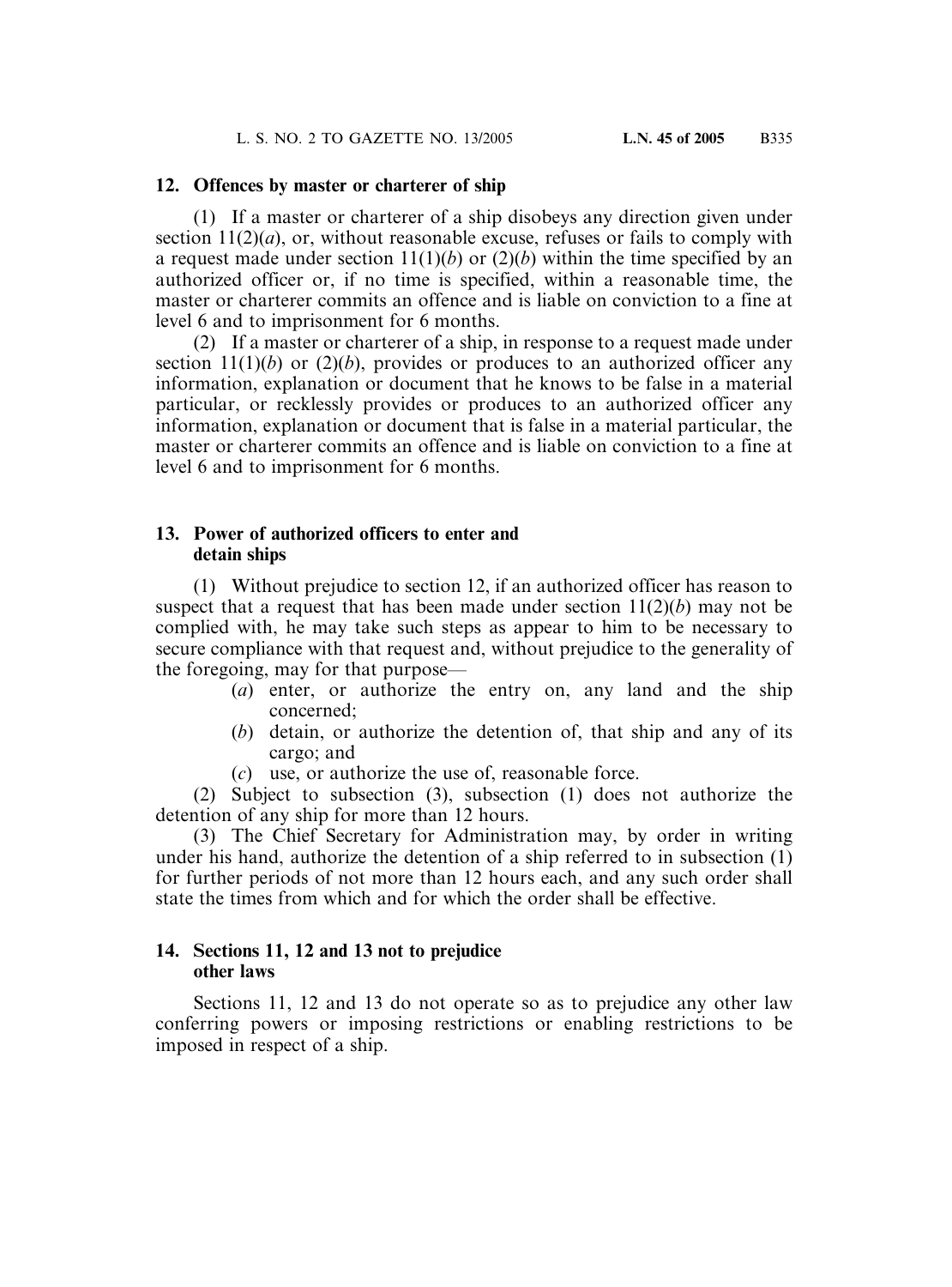### 12. Offences by master or charterer of ship

(1) If a master or charterer of a ship disobeys any direction given under section 11(2)(*a*), or, without reasonable excuse, refuses or fails to comply with a request made under section 11(1)(*b*) or (2)(*b*) within the time specified by an authorized officer or, if no time is specified, within a reasonable time, the master or charterer commits an offence and is liable on conviction to a fine at level 6 and to imprisonment for 6 months.

(2) If a master or charterer of a ship, in response to a request made under section 11(1)(*b*) or (2)(*b*), provides or produces to an authorized officer any information, explanation or document that he knows to be false in a material particular, or recklessly provides or produces to an authorized officer any information, explanation or document that is false in a material particular, the master or charterer commits an offence and is liable on conviction to a fine at level 6 and to imprisonment for 6 months.

### 13. Power of authorized officers to enter and detain ships

(1) Without prejudice to section 12, if an authorized officer has reason to suspect that a request that has been made under section 11(2)(*b*) may not be complied with, he may take such steps as appear to him to be necessary to secure compliance with that request and, without prejudice to the generality of the foregoing, may for that purpose—

(*a*) enter, or authorize the entry on, any land and the ship concerned;

(*b*) detain, or authorize the detention of, that ship and any of its cargo; and

(*c*) use, or authorize the use of, reasonable force.

(2) Subject to subsection (3), subsection (1) does not authorize the detention of any ship for more than 12 hours.

(3) The Chief Secretary for Administration may, by order in writing under his hand, authorize the detention of a ship referred to in subsection (1) for further periods of not more than 12 hours each, and any such order shall state the times from which and for which the order shall be effective.

### 14. Sections 11, 12 and 13 not to prejudice other laws

Sections 11, 12 and 13 do not operate so as to prejudice any other law conferring powers or imposing restrictions or enabling restrictions to be imposed in respect of a ship.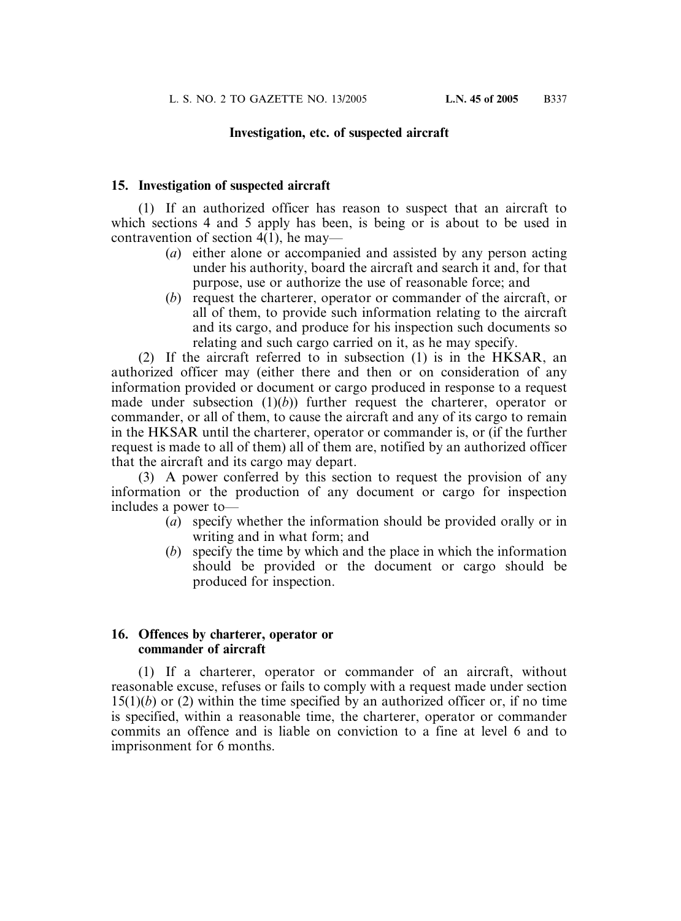## Investigation, etc. of suspected aircraft

### 15. Investigation of suspected aircraft

(1) If an authorized officer has reason to suspect that an aircraft to which sections 4 and 5 apply has been, is being or is about to be used in contravention of section 4(1), he may—

(*a*) either alone or accompanied and assisted by any person acting under his authority, board the aircraft and search it and, for that purpose, use or authorize the use of reasonable force; and

(*b*) request the charterer, operator or commander of the aircraft, or all of them, to provide such information relating to the aircraft and its cargo, and produce for his inspection such documents so relating and such cargo carried on it, as he may specify.

(2) If the aircraft referred to in subsection (1) is in the HKSAR, an authorized officer may (either there and then or on consideration of any information provided or document or cargo produced in response to a request made under subsection (1)(*b*)) further request the charterer, operator or commander, or all of them, to cause the aircraft and any of its cargo to remain in the HKSAR until the charterer, operator or commander is, or (if the further request is made to all of them) all of them are, notified by an authorized officer that the aircraft and its cargo may depart.

(3) A power conferred by this section to request the provision of any information or the production of any document or cargo for inspection includes a power to—

(*a*) specify whether the information should be provided orally or in writing and in what form; and

(*b*) specify the time by which and the place in which the information should be provided or the document or cargo should be produced for inspection.

### 16. Offences by charterer, operator or commander of aircraft

(1) If a charterer, operator or commander of an aircraft, without reasonable excuse, refuses or fails to comply with a request made under section 15(1)(*b*) or (2) within the time specified by an authorized officer or, if no time is specified, within a reasonable time, the charterer, operator or commander commits an offence and is liable on conviction to a fine at level 6 and to imprisonment for 6 months.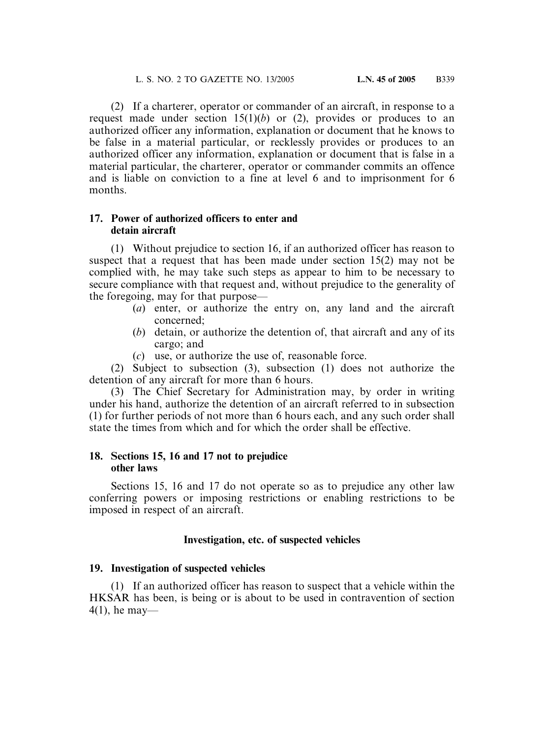(2) If a charterer, operator or commander of an aircraft, in response to a request made under section 15(1)(*b*) or (2), provides or produces to an authorized officer any information, explanation or document that he knows to be false in a material particular, or recklessly provides or produces to an authorized officer any information, explanation or document that is false in a material particular, the charterer, operator or commander commits an offence and is liable on conviction to a fine at level 6 and to imprisonment for 6 months.

**17. Power of authorized officers to enter and detain aircraft**

(1) Without prejudice to section 16, if an authorized officer has reason to suspect that a request that has been made under section 15(2) may not be complied with, he may take such steps as appear to him to be necessary to secure compliance with that request and, without prejudice to the generality of the foregoing, may for that purpose—

- (*a*) enter, or authorize the entry on, any land and the aircraft concerned;
- (*b*) detain, or authorize the detention of, that aircraft and any of its cargo; and
- (*c*) use, or authorize the use of, reasonable force.

(2) Subject to subsection (3), subsection (1) does not authorize the detention of any aircraft for more than 6 hours.

(3) The Chief Secretary for Administration may, by order in writing under his hand, authorize the detention of an aircraft referred to in subsection (1) for further periods of not more than 6 hours each, and any such order shall state the times from which and for which the order shall be effective.

**18. Sections 15, 16 and 17 not to prejudice other laws**

Sections 15, 16 and 17 do not operate so as to prejudice any other law conferring powers or imposing restrictions or enabling restrictions to be imposed in respect of an aircraft.

**Investigation, etc. of suspected vehicles**

**19. Investigation of suspected vehicles**

(1) If an authorized officer has reason to suspect that a vehicle within the HKSAR has been, is being or is about to be used in contravention of section 4(1), he may—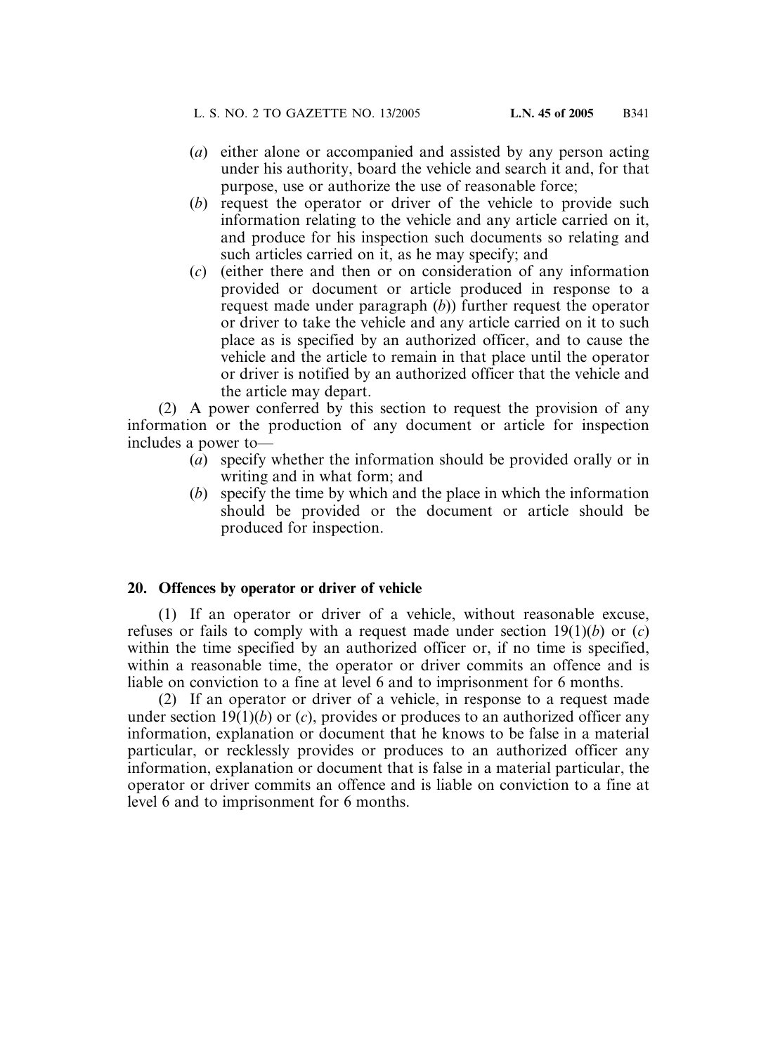(*a*) either alone or accompanied and assisted by any person acting under his authority, board the vehicle and search it and, for that purpose, use or authorize the use of reasonable force;

(*b*) request the operator or driver of the vehicle to provide such information relating to the vehicle and any article carried on it, and produce for his inspection such documents so relating and such articles carried on it, as he may specify; and

(*c*) (either there and then or on consideration of any information provided or document or article produced in response to a request made under paragraph (*b*)) further request the operator or driver to take the vehicle and any article carried on it to such place as is specified by an authorized officer, and to cause the vehicle and the article to remain in that place until the operator or driver is notified by an authorized officer that the vehicle and the article may depart.

(2) A power conferred by this section to request the provision of any information or the production of any document or article for inspection includes a power to—

(*a*) specify whether the information should be provided orally or in writing and in what form; and

(*b*) specify the time by which and the place in which the information should be provided or the document or article should be produced for inspection.

**20. Offences by operator or driver of vehicle**

(1) If an operator or driver of a vehicle, without reasonable excuse, refuses or fails to comply with a request made under section 19(1)(*b*) or (*c*) within the time specified by an authorized officer or, if no time is specified, within a reasonable time, the operator or driver commits an offence and is liable on conviction to a fine at level 6 and to imprisonment for 6 months.

(2) If an operator or driver of a vehicle, in response to a request made under section 19(1)(*b*) or (*c*), provides or produces to an authorized officer any information, explanation or document that he knows to be false in a material particular, or recklessly provides or produces to an authorized officer any information, explanation or document that is false in a material particular, the operator or driver commits an offence and is liable on conviction to a fine at level 6 and to imprisonment for 6 months.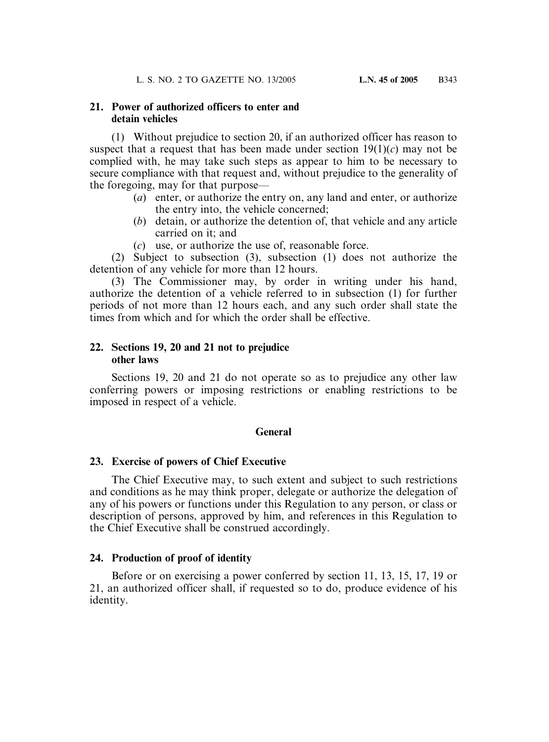**21. Power of authorized officers to enter and detain vehicles**

(1) Without prejudice to section 20, if an authorized officer has reason to suspect that a request that has been made under section 19(1)(*c*) may not be complied with, he may take such steps as appear to him to be necessary to secure compliance with that request and, without prejudice to the generality of the foregoing, may for that purpose—

(*a*) enter, or authorize the entry on, any land and enter, or authorize the entry into, the vehicle concerned;

(*b*) detain, or authorize the detention of, that vehicle and any article carried on it; and

(*c*) use, or authorize the use of, reasonable force.

(2) Subject to subsection (3), subsection (1) does not authorize the detention of any vehicle for more than 12 hours.

(3) The Commissioner may, by order in writing under his hand, authorize the detention of a vehicle referred to in subsection (1) for further periods of not more than 12 hours each, and any such order shall state the times from which and for which the order shall be effective.

**22. Sections 19, 20 and 21 not to prejudice other laws**

Sections 19, 20 and 21 do not operate so as to prejudice any other law conferring powers or imposing restrictions or enabling restrictions to be imposed in respect of a vehicle.

## General

**23. Exercise of powers of Chief Executive**

The Chief Executive may, to such extent and subject to such restrictions and conditions as he may think proper, delegate or authorize the delegation of any of his powers or functions under this Regulation to any person, or class or description of persons, approved by him, and references in this Regulation to the Chief Executive shall be construed accordingly.

**24. Production of proof of identity**

Before or on exercising a power conferred by section 11, 13, 15, 17, 19 or 21, an authorized officer shall, if requested so to do, produce evidence of his identity.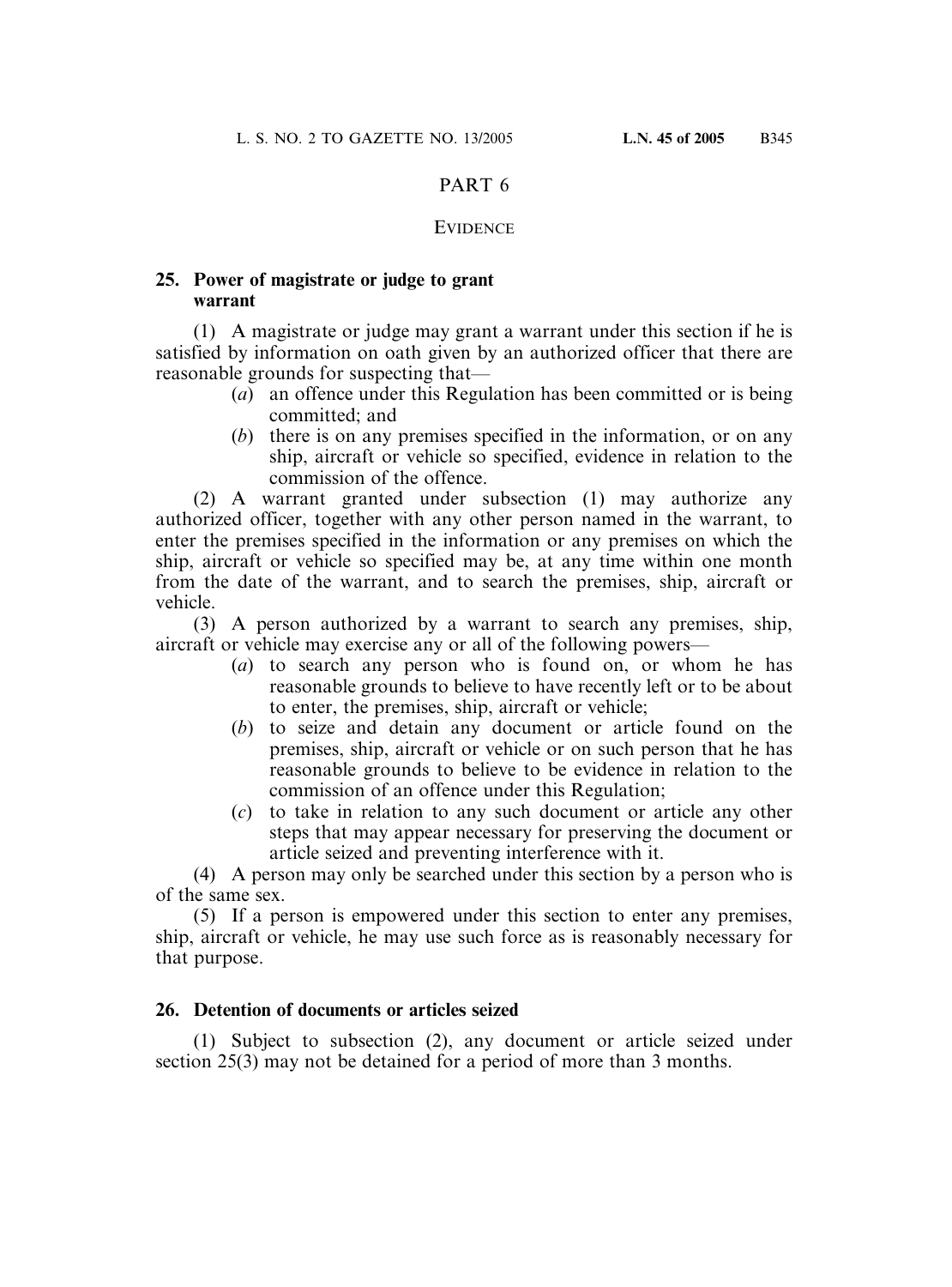## PART 6

### EVIDENCE

**25. Power of magistrate or judge to grant warrant**

(1) A magistrate or judge may grant a warrant under this section if he is satisfied by information on oath given by an authorized officer that there are reasonable grounds for suspecting that—

(*a*) an offence under this Regulation has been committed or is being committed; and

(*b*) there is on any premises specified in the information, or on any ship, aircraft or vehicle so specified, evidence in relation to the commission of the offence.

(2) A warrant granted under subsection (1) may authorize any authorized officer, together with any other person named in the warrant, to enter the premises specified in the information or any premises on which the ship, aircraft or vehicle so specified may be, at any time within one month from the date of the warrant, and to search the premises, ship, aircraft or vehicle.

(3) A person authorized by a warrant to search any premises, ship, aircraft or vehicle may exercise any or all of the following powers—

(*a*) to search any person who is found on, or whom he has reasonable grounds to believe to have recently left or to be about to enter, the premises, ship, aircraft or vehicle;

(*b*) to seize and detain any document or article found on the premises, ship, aircraft or vehicle or on such person that he has reasonable grounds to believe to be evidence in relation to the commission of an offence under this Regulation;

(*c*) to take in relation to any such document or article any other steps that may appear necessary for preserving the document or article seized and preventing interference with it.

(4) A person may only be searched under this section by a person who is of the same sex.

(5) If a person is empowered under this section to enter any premises, ship, aircraft or vehicle, he may use such force as is reasonably necessary for that purpose.

**26. Detention of documents or articles seized**

(1) Subject to subsection (2), any document or article seized under section 25(3) may not be detained for a period of more than 3 months.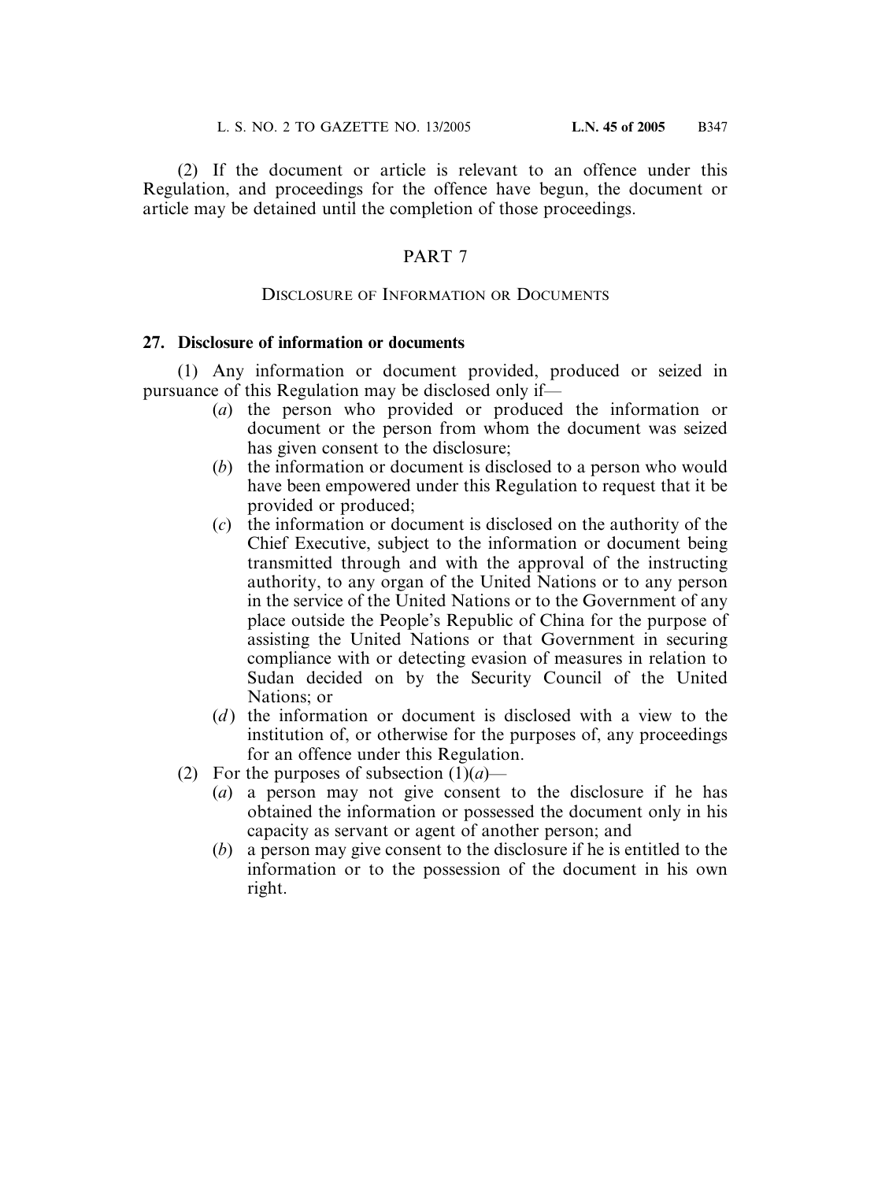(2) If the document or article is relevant to an offence under this Regulation, and proceedings for the offence have begun, the document or article may be detained until the completion of those proceedings.

## PART 7

### DISCLOSURE OF INFORMATION OR DOCUMENTS

**27. Disclosure of information or documents**

(1) Any information or document provided, produced or seized in pursuance of this Regulation may be disclosed only if—

- (*a*) the person who provided or produced the information or document or the person from whom the document was seized has given consent to the disclosure;
- (*b*) the information or document is disclosed to a person who would have been empowered under this Regulation to request that it be provided or produced;
- (*c*) the information or document is disclosed on the authority of the Chief Executive, subject to the information or document being transmitted through and with the approval of the instructing authority, to any organ of the United Nations or to any person in the service of the United Nations or to the Government of any place outside the People's Republic of China for the purpose of assisting the United Nations or that Government in securing compliance with or detecting evasion of measures in relation to Sudan decided on by the Security Council of the United Nations; or
- (*d*) the information or document is disclosed with a view to the institution of, or otherwise for the purposes of, any proceedings for an offence under this Regulation.

(2) For the purposes of subsection (1)(*a*)—

- (*a*) a person may not give consent to the disclosure if he has obtained the information or possessed the document only in his capacity as servant or agent of another person; and
- (*b*) a person may give consent to the disclosure if he is entitled to the information or to the possession of the document in his own right.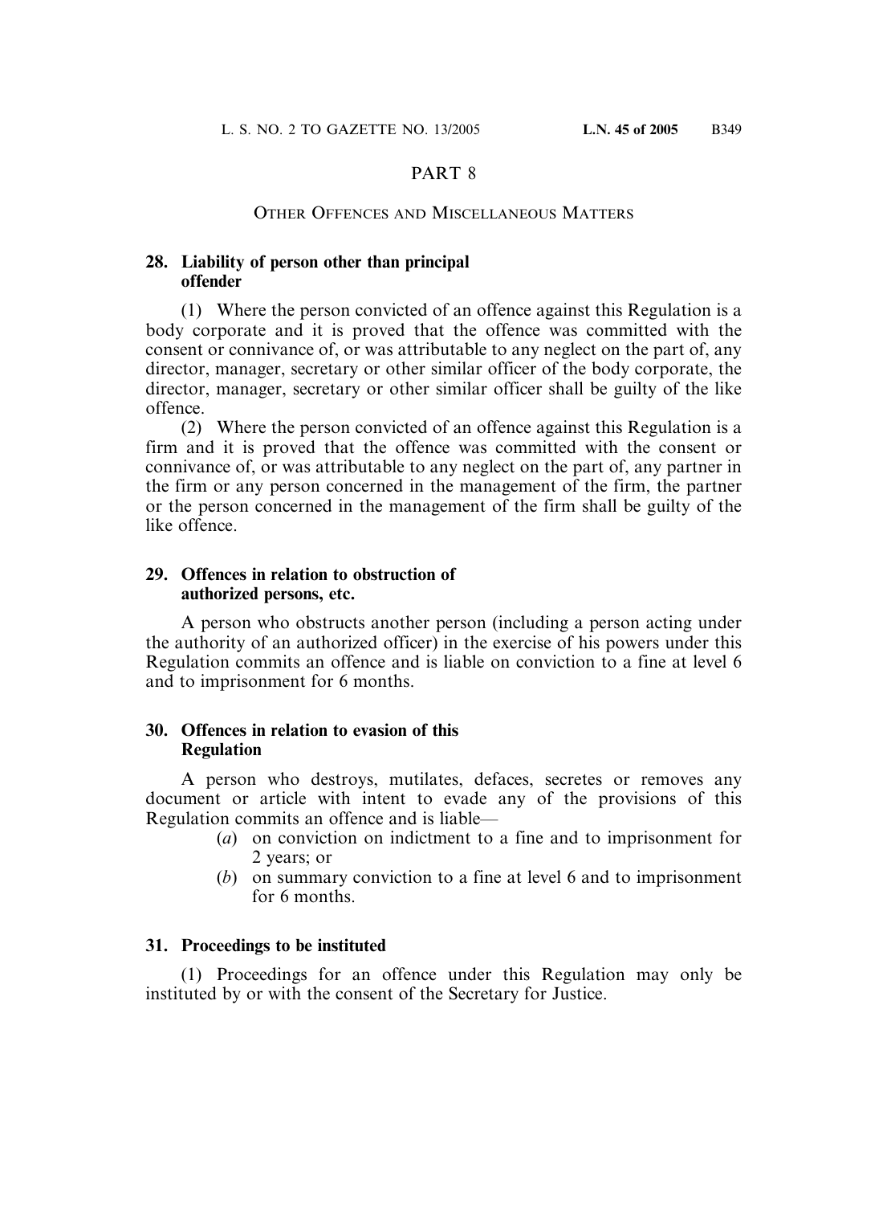# PART 8

## OTHER OFFENCES AND MISCELLANEOUS MATTERS

### 28. Liability of person other than principal offender

(1) Where the person convicted of an offence against this Regulation is a body corporate and it is proved that the offence was committed with the consent or connivance of, or was attributable to any neglect on the part of, any director, manager, secretary or other similar officer of the body corporate, the director, manager, secretary or other similar officer shall be guilty of the like offence.

(2) Where the person convicted of an offence against this Regulation is a firm and it is proved that the offence was committed with the consent or connivance of, or was attributable to any neglect on the part of, any partner in the firm or any person concerned in the management of the firm, the partner or the person concerned in the management of the firm shall be guilty of the like offence.

### 29. Offences in relation to obstruction of authorized persons, etc.

A person who obstructs another person (including a person acting under the authority of an authorized officer) in the exercise of his powers under this Regulation commits an offence and is liable on conviction to a fine at level 6 and to imprisonment for 6 months.

### 30. Offences in relation to evasion of this Regulation

A person who destroys, mutilates, defaces, secretes or removes any document or article with intent to evade any of the provisions of this Regulation commits an offence and is liable—

(*a*) on conviction on indictment to a fine and to imprisonment for 2 years; or

(*b*) on summary conviction to a fine at level 6 and to imprisonment for 6 months.

### 31. Proceedings to be instituted

(1) Proceedings for an offence under this Regulation may only be instituted by or with the consent of the Secretary for Justice.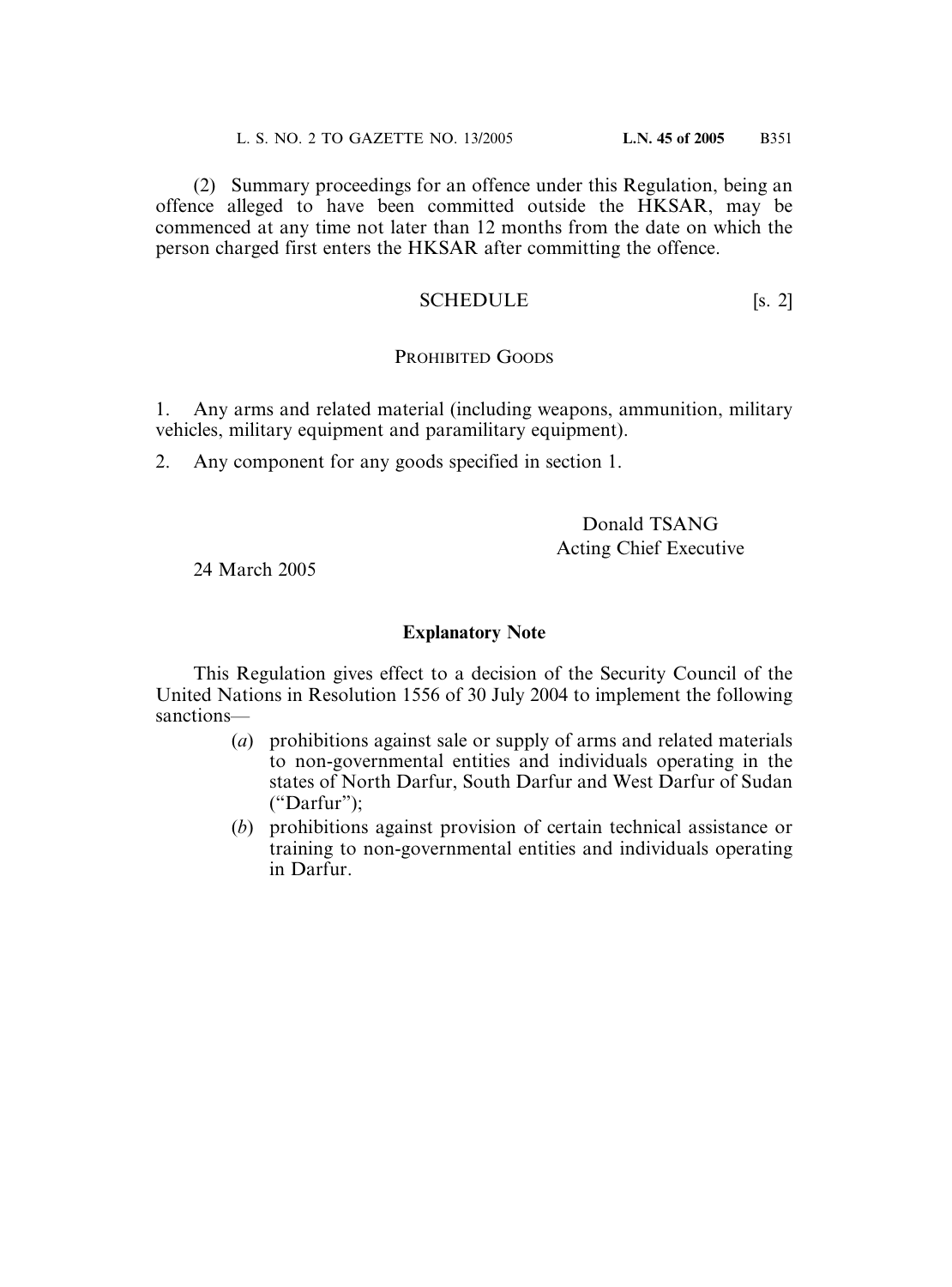(2) Summary proceedings for an offence under this Regulation, being an offence alleged to have been committed outside the HKSAR, may be commenced at any time not later than 12 months from the date on which the person charged first enters the HKSAR after committing the offence.

## SCHEDULE [s. 2]

### PROHIBITED GOODS

1. Any arms and related material (including weapons, ammunition, military vehicles, military equipment and paramilitary equipment).

2. Any component for any goods specified in section 1.

Donald TSANG
Acting Chief Executive

24 March 2005

### Explanatory Note

This Regulation gives effect to a decision of the Security Council of the United Nations in Resolution 1556 of 30 July 2004 to implement the following sanctions—

(*a*) prohibitions against sale or supply of arms and related materials to non-governmental entities and individuals operating in the states of North Darfur, South Darfur and West Darfur of Sudan ("Darfur");

(*b*) prohibitions against provision of certain technical assistance or training to non-governmental entities and individuals operating in Darfur.